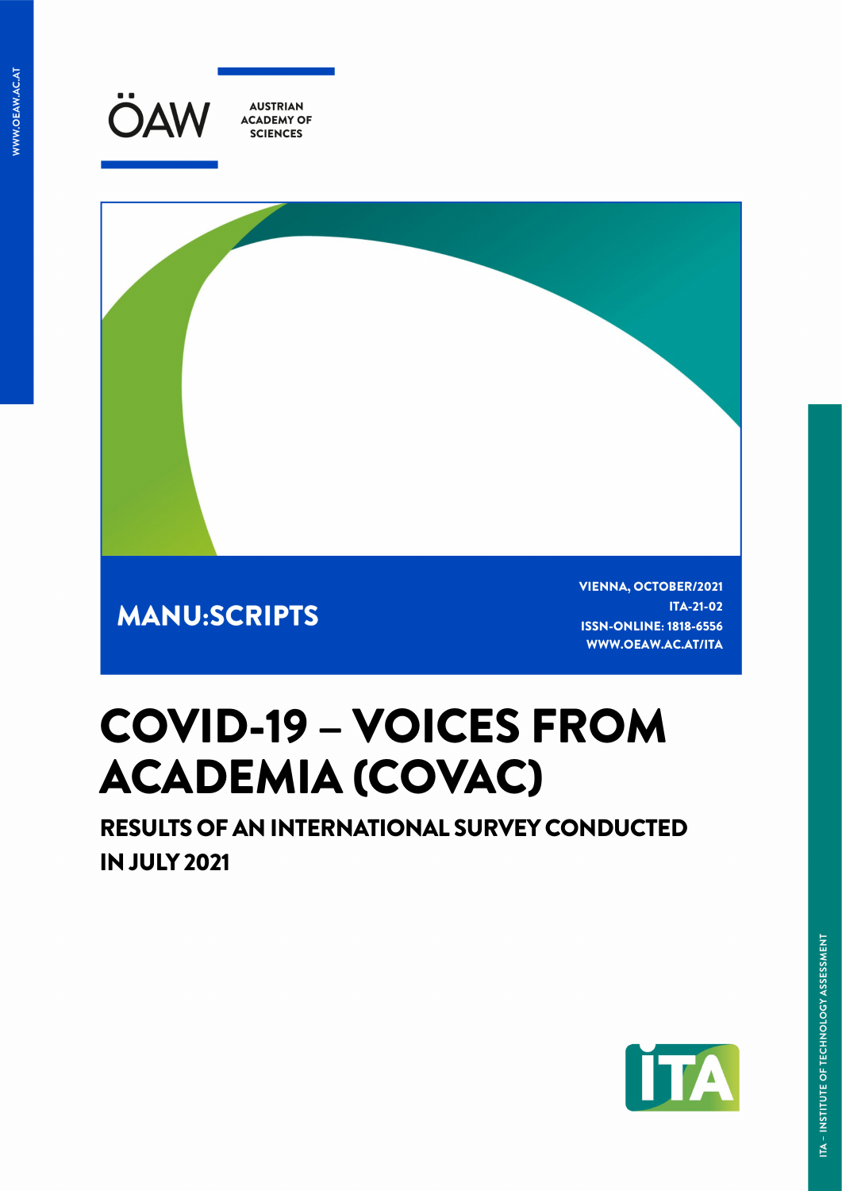ÖAW AUSTRIAN ACADEMY OF SCIENCES

MANU:SCRIPTS

VIENNA, OCTOBER/2021
ITA-21-02
ISSN-ONLINE: 1818-6556
WWW.OEAW.AC.AT/ITA

# COVID-19 – VOICES FROM ACADEMIA (COVAC)

## RESULTS OF AN INTERNATIONAL SURVEY CONDUCTED IN JULY 2021

ITA – INSTITUTE OF TECHNOLOGY ASSESSMENT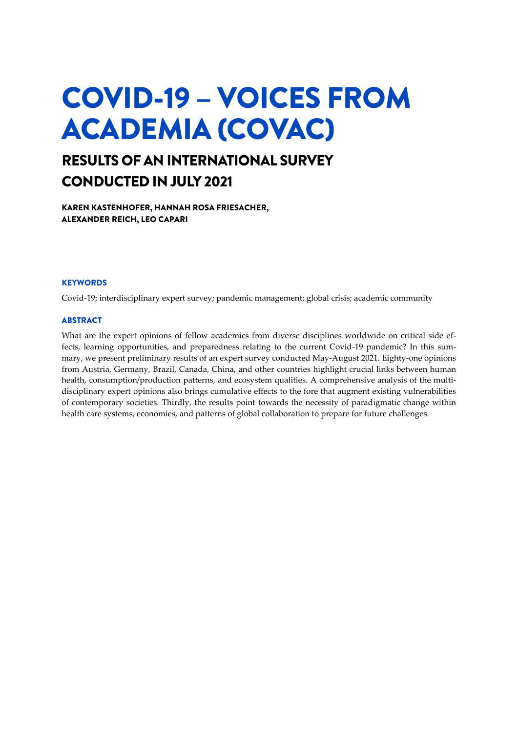# COVID-19 – VOICES FROM ACADEMIA (COVAC)

## RESULTS OF AN INTERNATIONAL SURVEY CONDUCTED IN JULY 2021

**KAREN KASTENHOFER, HANNAH ROSA FRIESACHER, ALEXANDER REICH, LEO CAPARI**

### KEYWORDS

Covid-19; interdisciplinary expert survey; pandemic management; global crisis; academic community

### ABSTRACT

What are the expert opinions of fellow academics from diverse disciplines worldwide on critical side effects, learning opportunities, and preparedness relating to the current Covid-19 pandemic? In this summary, we present preliminary results of an expert survey conducted May-August 2021. Eighty-one opinions from Austria, Germany, Brazil, Canada, China, and other countries highlight crucial links between human health, consumption/production patterns, and ecosystem qualities. A comprehensive analysis of the multidisciplinary expert opinions also brings cumulative effects to the fore that augment existing vulnerabilities of contemporary societies. Thirdly, the results point towards the necessity of paradigmatic change within health care systems, economies, and patterns of global collaboration to prepare for future challenges.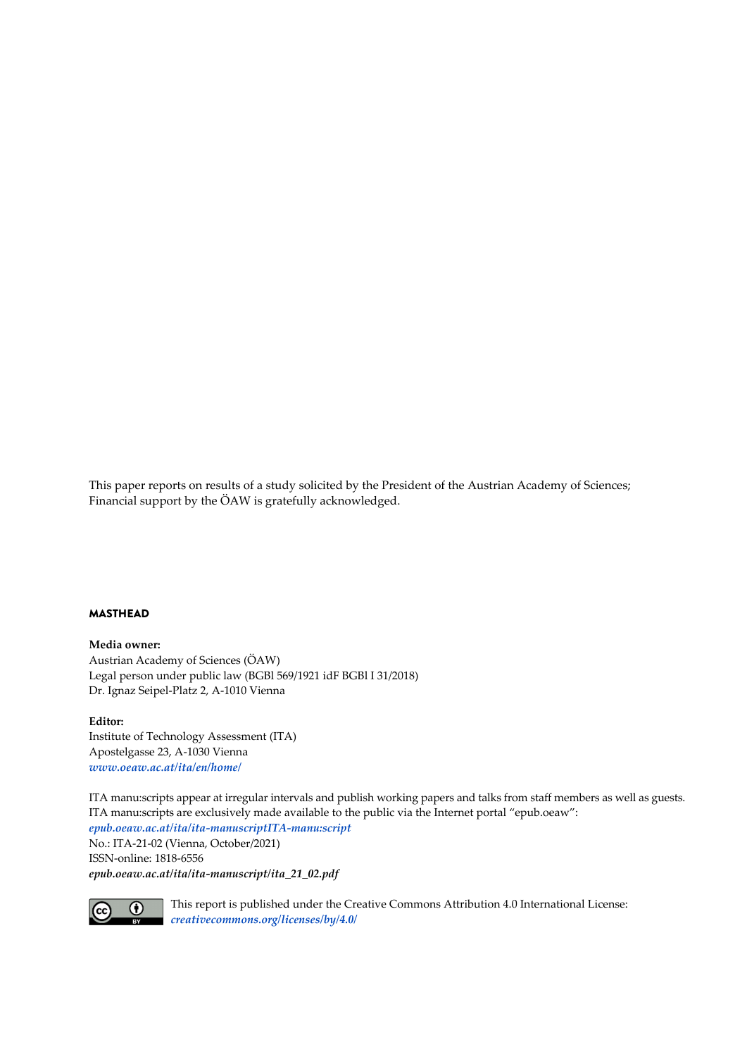This paper reports on results of a study solicited by the President of the Austrian Academy of Sciences; Financial support by the ÖAW is gratefully acknowledged.

**MASTHEAD**

**Media owner:**
Austrian Academy of Sciences (ÖAW)
Legal person under public law (BGBl 569/1921 idF BGBl I 31/2018)
Dr. Ignaz Seipel-Platz 2, A-1010 Vienna

**Editor:**
Institute of Technology Assessment (ITA)
Apostelgasse 23, A-1030 Vienna
*www.oeaw.ac.at/ita/en/home/*

ITA manu:scripts appear at irregular intervals and publish working papers and talks from staff members as well as guests. ITA manu:scripts are exclusively made available to the public via the Internet portal "epub.oeaw":
*epub.oeaw.ac.at/ita/ita-manuscriptITA-manu:script*
No.: ITA-21-02 (Vienna, October/2021)
ISSN-online: 1818-6556
***epub.oeaw.ac.at/ita/ita-manuscript/ita_21_02.pdf***

This report is published under the Creative Commons Attribution 4.0 International License:
*creativecommons.org/licenses/by/4.0/*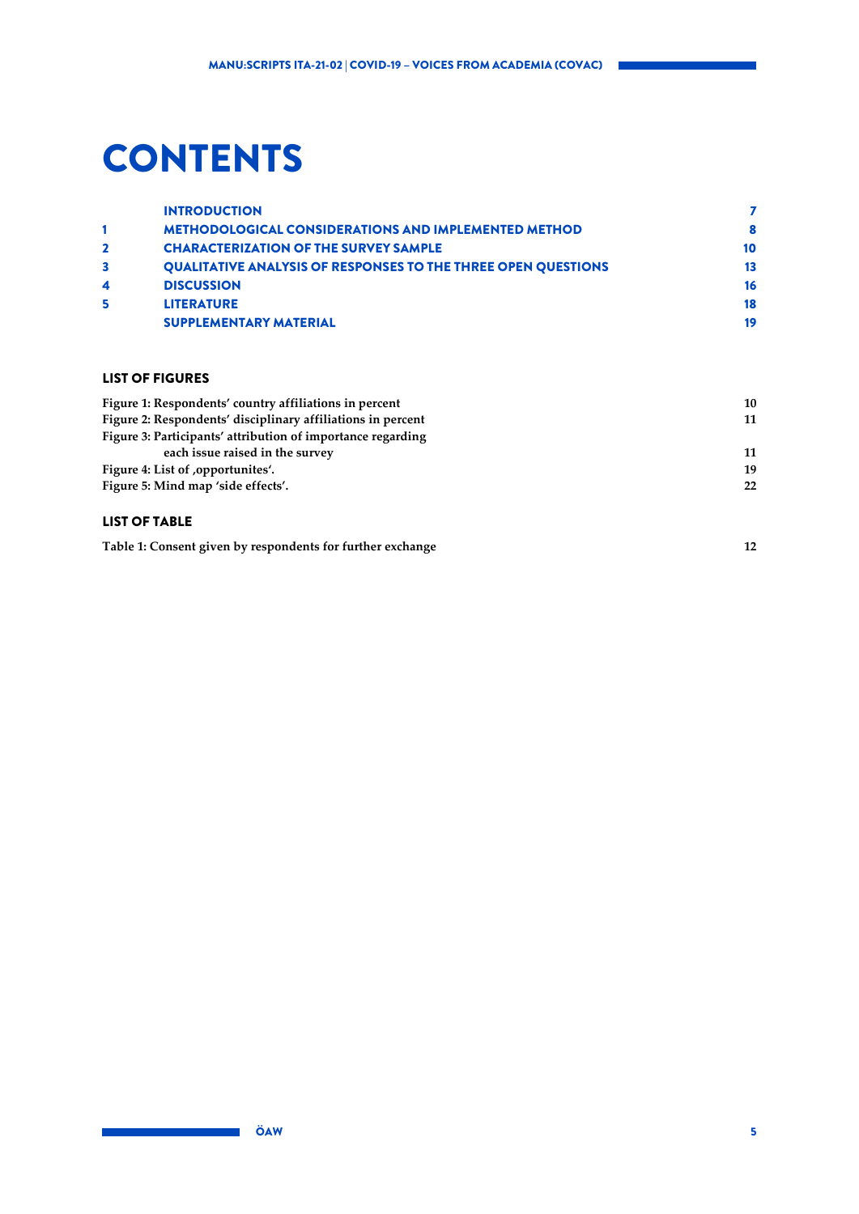# CONTENTS

| | | |
|---|---|---|
| | **INTRODUCTION** | **7** |
| **1** | **METHODOLOGICAL CONSIDERATIONS AND IMPLEMENTED METHOD** | **8** |
| **2** | **CHARACTERIZATION OF THE SURVEY SAMPLE** | **10** |
| **3** | **QUALITATIVE ANALYSIS OF RESPONSES TO THE THREE OPEN QUESTIONS** | **13** |
| **4** | **DISCUSSION** | **16** |
| **5** | **LITERATURE** | **18** |
| | **SUPPLEMENTARY MATERIAL** | **19** |

## LIST OF FIGURES

| | |
|---|---|
| **Figure 1: Respondents' country affiliations in percent** | **10** |
| **Figure 2: Respondents' disciplinary affiliations in percent** | **11** |
| **Figure 3: Participants' attribution of importance regarding each issue raised in the survey** | **11** |
| **Figure 4: List of ‚opportunites'.** | **19** |
| **Figure 5: Mind map 'side effects'.** | **22** |

## LIST OF TABLE

| | |
|---|---|
| **Table 1: Consent given by respondents for further exchange** | **12** |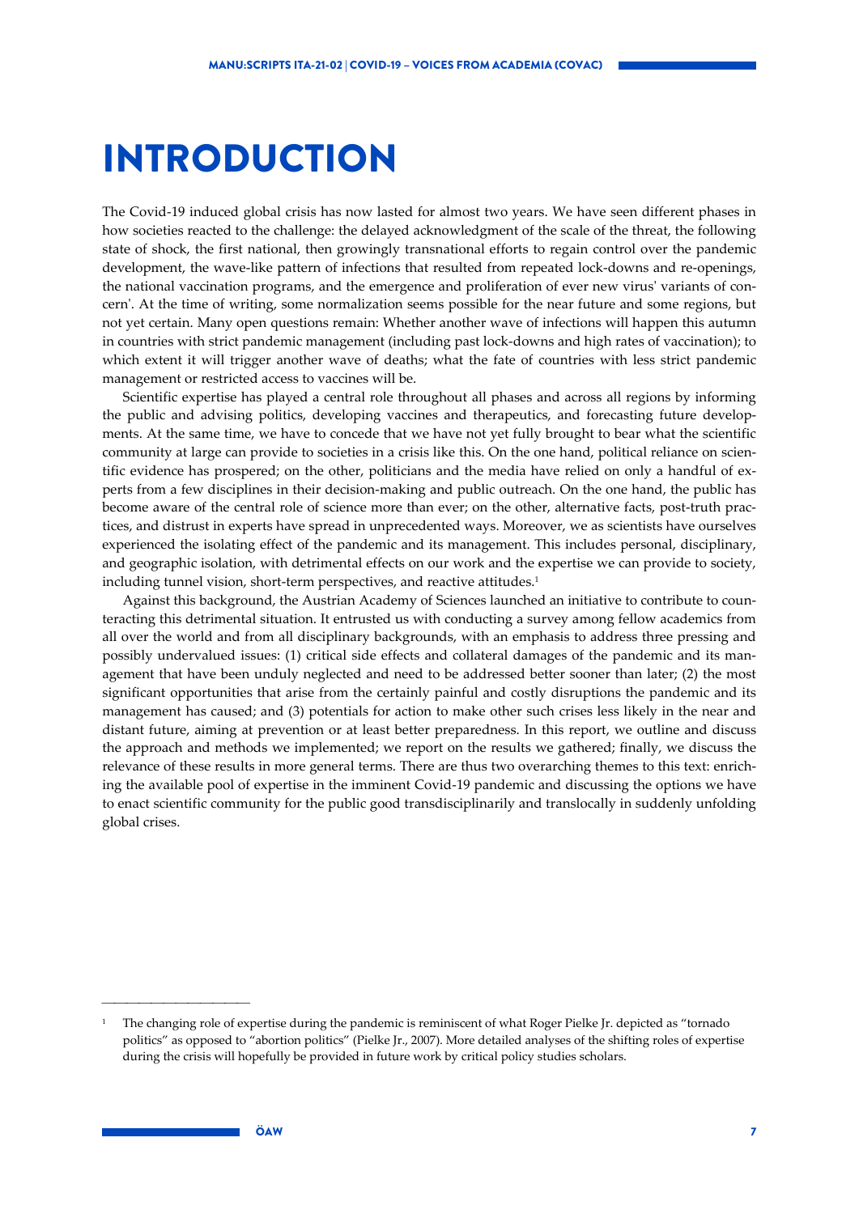# INTRODUCTION

The Covid-19 induced global crisis has now lasted for almost two years. We have seen different phases in how societies reacted to the challenge: the delayed acknowledgment of the scale of the threat, the following state of shock, the first national, then growingly transnational efforts to regain control over the pandemic development, the wave-like pattern of infections that resulted from repeated lock-downs and re-openings, the national vaccination programs, and the emergence and proliferation of ever new virus' variants of concern'. At the time of writing, some normalization seems possible for the near future and some regions, but not yet certain. Many open questions remain: Whether another wave of infections will happen this autumn in countries with strict pandemic management (including past lock-downs and high rates of vaccination); to which extent it will trigger another wave of deaths; what the fate of countries with less strict pandemic management or restricted access to vaccines will be.

Scientific expertise has played a central role throughout all phases and across all regions by informing the public and advising politics, developing vaccines and therapeutics, and forecasting future developments. At the same time, we have to concede that we have not yet fully brought to bear what the scientific community at large can provide to societies in a crisis like this. On the one hand, political reliance on scientific evidence has prospered; on the other, politicians and the media have relied on only a handful of experts from a few disciplines in their decision-making and public outreach. On the one hand, the public has become aware of the central role of science more than ever; on the other, alternative facts, post-truth practices, and distrust in experts have spread in unprecedented ways. Moreover, we as scientists have ourselves experienced the isolating effect of the pandemic and its management. This includes personal, disciplinary, and geographic isolation, with detrimental effects on our work and the expertise we can provide to society, including tunnel vision, short-term perspectives, and reactive attitudes.[1]

Against this background, the Austrian Academy of Sciences launched an initiative to contribute to counteracting this detrimental situation. It entrusted us with conducting a survey among fellow academics from all over the world and from all disciplinary backgrounds, with an emphasis to address three pressing and possibly undervalued issues: (1) critical side effects and collateral damages of the pandemic and its management that have been unduly neglected and need to be addressed better sooner than later; (2) the most significant opportunities that arise from the certainly painful and costly disruptions the pandemic and its management has caused; and (3) potentials for action to make other such crises less likely in the near and distant future, aiming at prevention or at least better preparedness. In this report, we outline and discuss the approach and methods we implemented; we report on the results we gathered; finally, we discuss the relevance of these results in more general terms. There are thus two overarching themes to this text: enriching the available pool of expertise in the imminent Covid-19 pandemic and discussing the options we have to enact scientific community for the public good transdisciplinarily and translocally in suddenly unfolding global crises.

---

[1] The changing role of expertise during the pandemic is reminiscent of what Roger Pielke Jr. depicted as "tornado politics" as opposed to "abortion politics" (Pielke Jr., 2007). More detailed analyses of the shifting roles of expertise during the crisis will hopefully be provided in future work by critical policy studies scholars.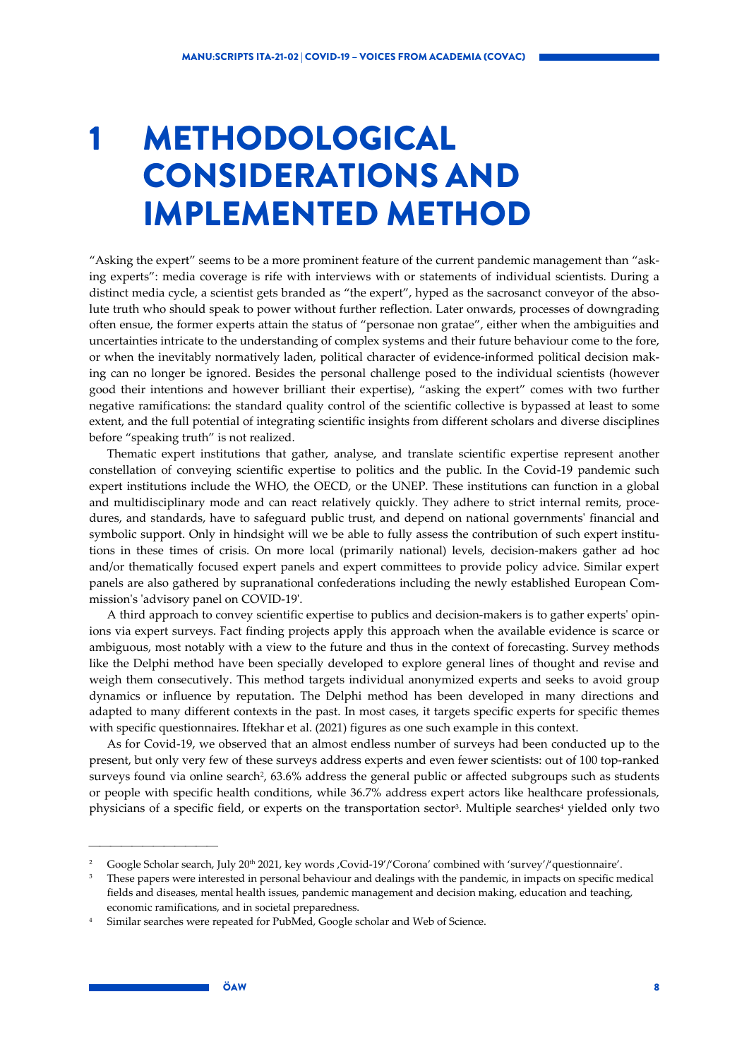// METHODOLOGICAL CONSIDERATIONS AND IMPLEMENTED METHOD

# 1 METHODOLOGICAL CONSIDERATIONS AND IMPLEMENTED METHOD

"Asking the expert" seems to be a more prominent feature of the current pandemic management than "asking experts": media coverage is rife with interviews with or statements of individual scientists. During a distinct media cycle, a scientist gets branded as "the expert", hyped as the sacrosanct conveyor of the absolute truth who should speak to power without further reflection. Later onwards, processes of downgrading often ensue, the former experts attain the status of "personae non gratae", either when the ambiguities and uncertainties intricate to the understanding of complex systems and their future behaviour come to the fore, or when the inevitably normatively laden, political character of evidence-informed political decision making can no longer be ignored. Besides the personal challenge posed to the individual scientists (however good their intentions and however brilliant their expertise), "asking the expert" comes with two further negative ramifications: the standard quality control of the scientific collective is bypassed at least to some extent, and the full potential of integrating scientific insights from different scholars and diverse disciplines before "speaking truth" is not realized.

Thematic expert institutions that gather, analyse, and translate scientific expertise represent another constellation of conveying scientific expertise to politics and the public. In the Covid-19 pandemic such expert institutions include the WHO, the OECD, or the UNEP. These institutions can function in a global and multidisciplinary mode and can react relatively quickly. They adhere to strict internal remits, procedures, and standards, have to safeguard public trust, and depend on national governments' financial and symbolic support. Only in hindsight will we be able to fully assess the contribution of such expert institutions in these times of crisis. On more local (primarily national) levels, decision-makers gather ad hoc and/or thematically focused expert panels and expert committees to provide policy advice. Similar expert panels are also gathered by supranational confederations including the newly established European Commission's 'advisory panel on COVID-19'.

A third approach to convey scientific expertise to publics and decision-makers is to gather experts' opinions via expert surveys. Fact finding projects apply this approach when the available evidence is scarce or ambiguous, most notably with a view to the future and thus in the context of forecasting. Survey methods like the Delphi method have been specially developed to explore general lines of thought and revise and weigh them consecutively. This method targets individual anonymized experts and seeks to avoid group dynamics or influence by reputation. The Delphi method has been developed in many directions and adapted to many different contexts in the past. In most cases, it targets specific experts for specific themes with specific questionnaires. Iftekhar et al. (2021) figures as one such example in this context.

As for Covid-19, we observed that an almost endless number of surveys had been conducted up to the present, but only very few of these surveys address experts and even fewer scientists: out of 100 top-ranked surveys found via online search[2], 63.6% address the general public or affected subgroups such as students or people with specific health conditions, while 36.7% address expert actors like healthcare professionals, physicians of a specific field, or experts on the transportation sector[3]. Multiple searches[4] yielded only two

---

[2] Google Scholar search, July 20th 2021, key words ‚Covid-19'/'Corona' combined with 'survey'/'questionnaire'.

[3] These papers were interested in personal behaviour and dealings with the pandemic, in impacts on specific medical fields and diseases, mental health issues, pandemic management and decision making, education and teaching, economic ramifications, and in societal preparedness.

[4] Similar searches were repeated for PubMed, Google scholar and Web of Science.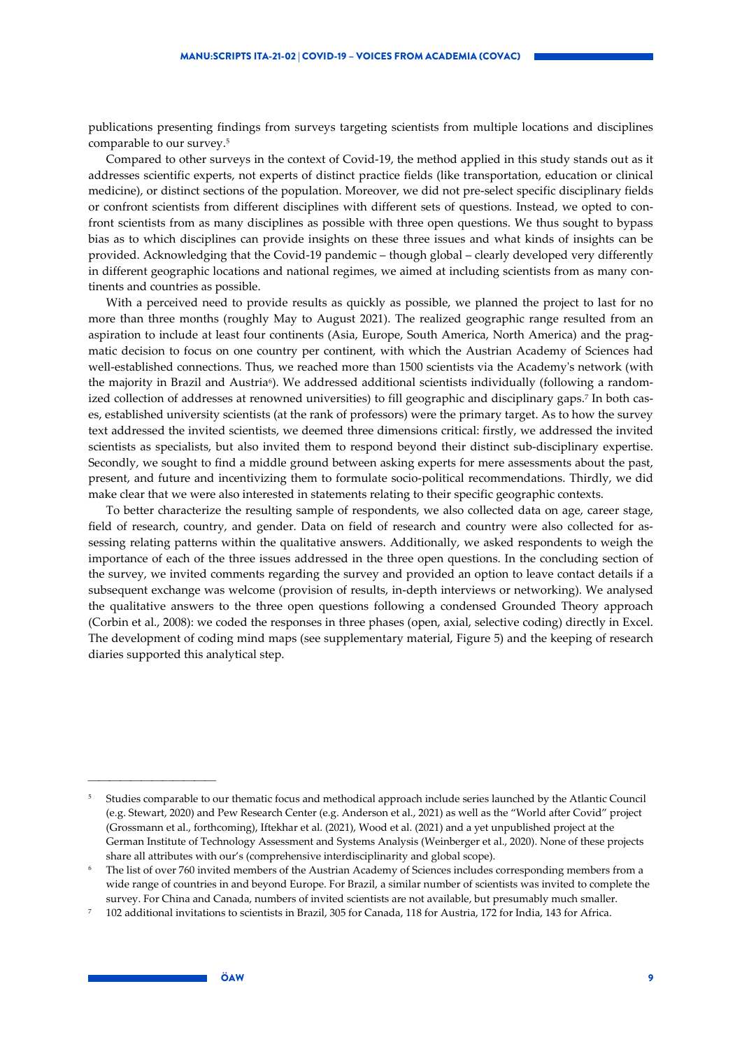publications presenting findings from surveys targeting scientists from multiple locations and disciplines comparable to our survey.[5]

Compared to other surveys in the context of Covid-19, the method applied in this study stands out as it addresses scientific experts, not experts of distinct practice fields (like transportation, education or clinical medicine), or distinct sections of the population. Moreover, we did not pre-select specific disciplinary fields or confront scientists from different disciplines with different sets of questions. Instead, we opted to confront scientists from as many disciplines as possible with three open questions. We thus sought to bypass bias as to which disciplines can provide insights on these three issues and what kinds of insights can be provided. Acknowledging that the Covid-19 pandemic – though global – clearly developed very differently in different geographic locations and national regimes, we aimed at including scientists from as many continents and countries as possible.

With a perceived need to provide results as quickly as possible, we planned the project to last for no more than three months (roughly May to August 2021). The realized geographic range resulted from an aspiration to include at least four continents (Asia, Europe, South America, North America) and the pragmatic decision to focus on one country per continent, with which the Austrian Academy of Sciences had well-established connections. Thus, we reached more than 1500 scientists via the Academy's network (with the majority in Brazil and Austria[6]). We addressed additional scientists individually (following a randomized collection of addresses at renowned universities) to fill geographic and disciplinary gaps.[7] In both cases, established university scientists (at the rank of professors) were the primary target. As to how the survey text addressed the invited scientists, we deemed three dimensions critical: firstly, we addressed the invited scientists as specialists, but also invited them to respond beyond their distinct sub-disciplinary expertise. Secondly, we sought to find a middle ground between asking experts for mere assessments about the past, present, and future and incentivizing them to formulate socio-political recommendations. Thirdly, we did make clear that we were also interested in statements relating to their specific geographic contexts.

To better characterize the resulting sample of respondents, we also collected data on age, career stage, field of research, country, and gender. Data on field of research and country were also collected for assessing relating patterns within the qualitative answers. Additionally, we asked respondents to weigh the importance of each of the three issues addressed in the three open questions. In the concluding section of the survey, we invited comments regarding the survey and provided an option to leave contact details if a subsequent exchange was welcome (provision of results, in-depth interviews or networking). We analysed the qualitative answers to the three open questions following a condensed Grounded Theory approach (Corbin et al., 2008): we coded the responses in three phases (open, axial, selective coding) directly in Excel. The development of coding mind maps (see supplementary material, Figure 5) and the keeping of research diaries supported this analytical step.

---

[5] Studies comparable to our thematic focus and methodical approach include series launched by the Atlantic Council (e.g. Stewart, 2020) and Pew Research Center (e.g. Anderson et al., 2021) as well as the "World after Covid" project (Grossmann et al., forthcoming), Iftekhar et al. (2021), Wood et al. (2021) and a yet unpublished project at the German Institute of Technology Assessment and Systems Analysis (Weinberger et al., 2020). None of these projects share all attributes with our's (comprehensive interdisciplinarity and global scope).

[6] The list of over 760 invited members of the Austrian Academy of Sciences includes corresponding members from a wide range of countries in and beyond Europe. For Brazil, a similar number of scientists was invited to complete the survey. For China and Canada, numbers of invited scientists are not available, but presumably much smaller.

[7] 102 additional invitations to scientists in Brazil, 305 for Canada, 118 for Austria, 172 for India, 143 for Africa.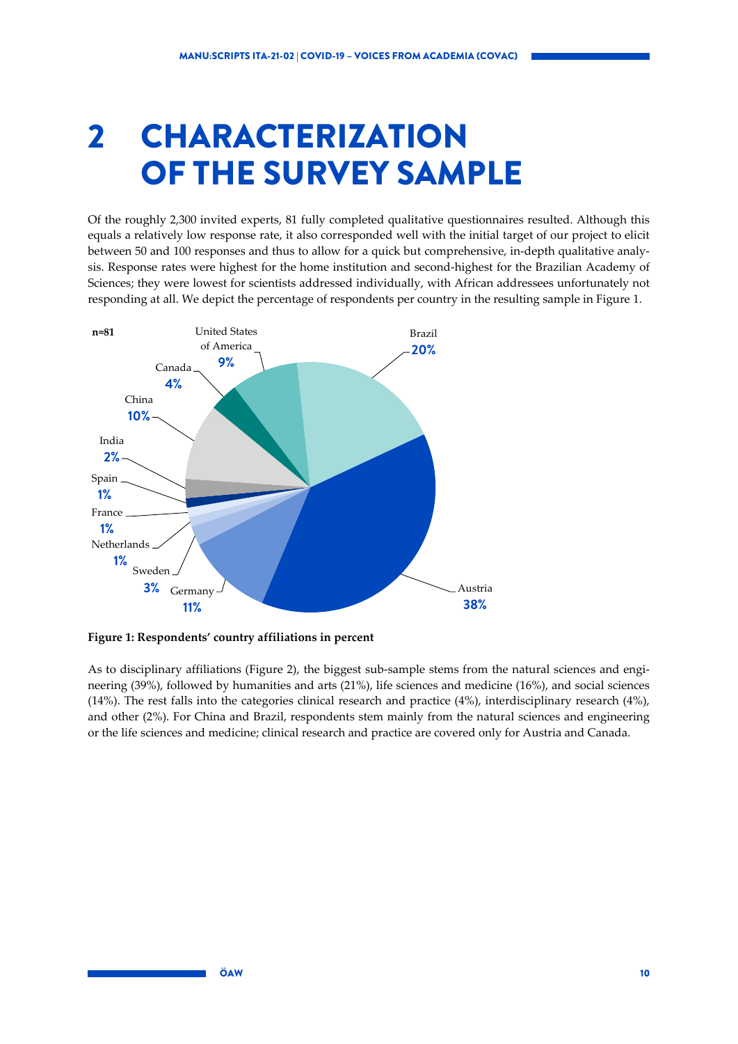# 2 CHARACTERIZATION OF THE SURVEY SAMPLE

Of the roughly 2,300 invited experts, 81 fully completed qualitative questionnaires resulted. Although this equals a relatively low response rate, it also corresponded well with the initial target of our project to elicit between 50 and 100 responses and thus to allow for a quick but comprehensive, in-depth qualitative analysis. Response rates were highest for the home institution and second-highest for the Brazilian Academy of Sciences; they were lowest for scientists addressed individually, with African addressees unfortunately not responding at all. We depict the percentage of respondents per country in the resulting sample in Figure 1.

n=81

| Country | Percent |
|---|---|
| Austria | 38% |
| Brazil | 20% |
| Germany | 11% |
| China | 10% |
| United States of America | 9% |
| Canada | 4% |
| Sweden | 3% |
| India | 2% |
| Spain | 1% |
| France | 1% |
| Netherlands | 1% |

**Figure 1: Respondents' country affiliations in percent**

As to disciplinary affiliations (Figure 2), the biggest sub-sample stems from the natural sciences and engineering (39%), followed by humanities and arts (21%), life sciences and medicine (16%), and social sciences (14%). The rest falls into the categories clinical research and practice (4%), interdisciplinary research (4%), and other (2%). For China and Brazil, respondents stem mainly from the natural sciences and engineering or the life sciences and medicine; clinical research and practice are covered only for Austria and Canada.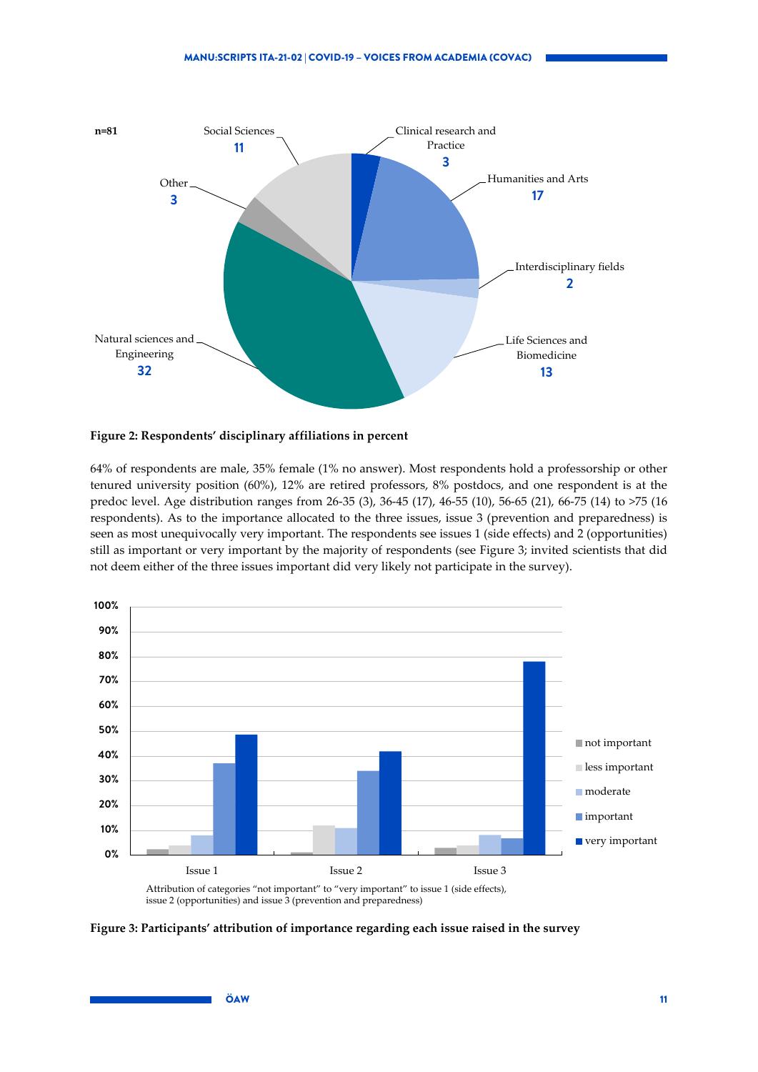n=81

Social Sciences 11

Clinical research and Practice 3

Humanities and Arts 17

Interdisciplinary fields 2

Life Sciences and Biomedicine 13

Natural sciences and Engineering 32

Other 3

**Figure 2: Respondents' disciplinary affiliations in percent**

64% of respondents are male, 35% female (1% no answer). Most respondents hold a professorship or other tenured university position (60%), 12% are retired professors, 8% postdocs, and one respondent is at the predoc level. Age distribution ranges from 26-35 (3), 36-45 (17), 46-55 (10), 56-65 (21), 66-75 (14) to >75 (16 respondents). As to the importance allocated to the three issues, issue 3 (prevention and preparedness) is seen as most unequivocally very important. The respondents see issues 1 (side effects) and 2 (opportunities) still as important or very important by the majority of respondents (see Figure 3; invited scientists that did not deem either of the three issues important did very likely not participate in the survey).

Attribution of categories "not important" to "very important" to issue 1 (side effects), issue 2 (opportunities) and issue 3 (prevention and preparedness)

**Figure 3: Participants' attribution of importance regarding each issue raised in the survey**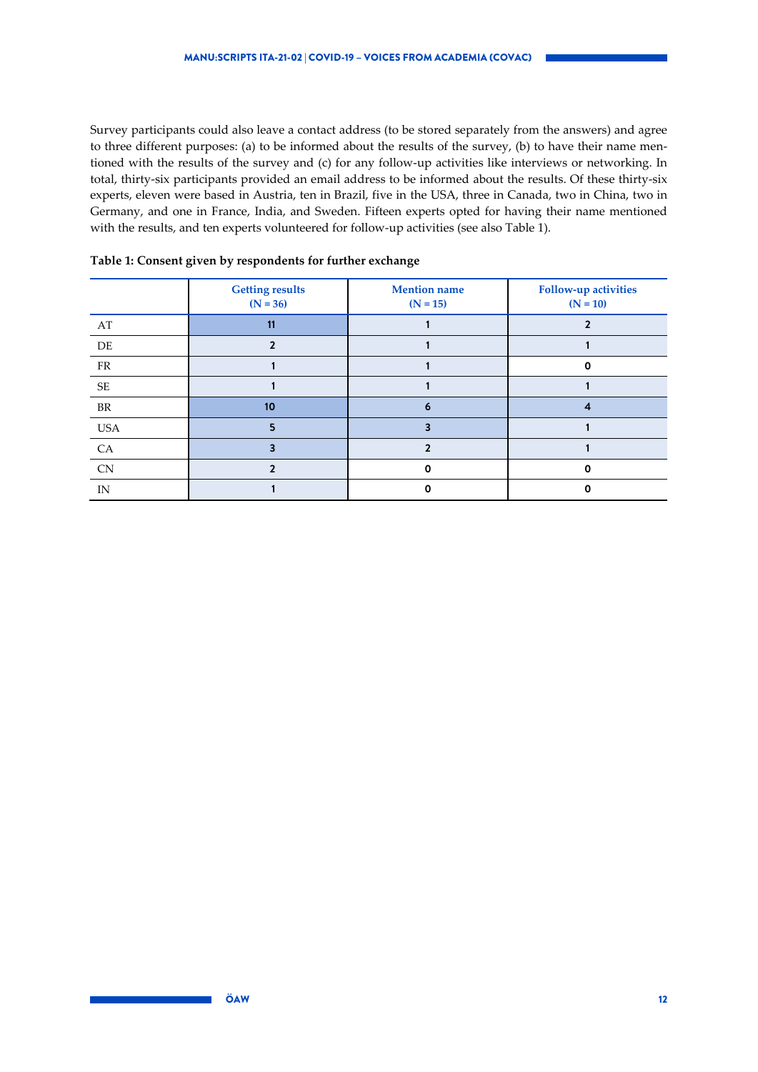Survey participants could also leave a contact address (to be stored separately from the answers) and agree to three different purposes: (a) to be informed about the results of the survey, (b) to have their name mentioned with the results of the survey and (c) for any follow-up activities like interviews or networking. In total, thirty-six participants provided an email address to be informed about the results. Of these thirty-six experts, eleven were based in Austria, ten in Brazil, five in the USA, three in Canada, two in China, two in Germany, and one in France, India, and Sweden. Fifteen experts opted for having their name mentioned with the results, and ten experts volunteered for follow-up activities (see also Table 1).

**Table 1: Consent given by respondents for further exchange**

| | Getting results (N = 36) | Mention name (N = 15) | Follow-up activities (N = 10) |
|---|---|---|---|
| AT | 11 | 1 | 2 |
| DE | 2 | 1 | 1 |
| FR | 1 | 1 | 0 |
| SE | 1 | 1 | 1 |
| BR | 10 | 6 | 4 |
| USA | 5 | 3 | 1 |
| CA | 3 | 2 | 1 |
| CN | 2 | 0 | 0 |
| IN | 1 | 0 | 0 |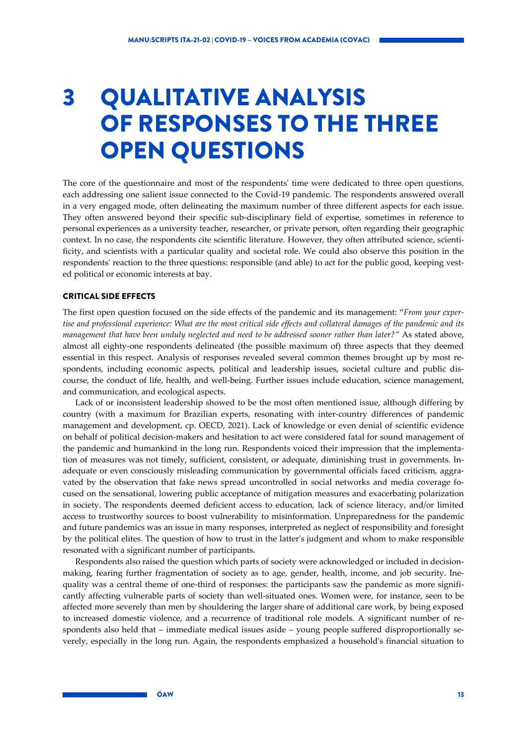# 3 QUALITATIVE ANALYSIS OF RESPONSES TO THE THREE OPEN QUESTIONS

The core of the questionnaire and most of the respondents' time were dedicated to three open questions, each addressing one salient issue connected to the Covid-19 pandemic. The respondents answered overall in a very engaged mode, often delineating the maximum number of three different aspects for each issue. They often answered beyond their specific sub-disciplinary field of expertise, sometimes in reference to personal experiences as a university teacher, researcher, or private person, often regarding their geographic context. In no case, the respondents cite scientific literature. However, they often attributed science, scientificity, and scientists with a particular quality and societal role. We could also observe this position in the respondents' reaction to the three questions: responsible (and able) to act for the public good, keeping vested political or economic interests at bay.

#### CRITICAL SIDE EFFECTS

The first open question focused on the side effects of the pandemic and its management: "*From your expertise and professional experience: What are the most critical side effects and collateral damages of the pandemic and its management that have been unduly neglected and need to be addressed sooner rather than later?*" As stated above, almost all eighty-one respondents delineated (the possible maximum of) three aspects that they deemed essential in this respect. Analysis of responses revealed several common themes brought up by most respondents, including economic aspects, political and leadership issues, societal culture and public discourse, the conduct of life, health, and well-being. Further issues include education, science management, and communication, and ecological aspects.

Lack of or inconsistent leadership showed to be the most often mentioned issue, although differing by country (with a maximum for Brazilian experts, resonating with inter-country differences of pandemic management and development, cp. OECD, 2021). Lack of knowledge or even denial of scientific evidence on behalf of political decision-makers and hesitation to act were considered fatal for sound management of the pandemic and humankind in the long run. Respondents voiced their impression that the implementation of measures was not timely, sufficient, consistent, or adequate, diminishing trust in governments. Inadequate or even consciously misleading communication by governmental officials faced criticism, aggravated by the observation that fake news spread uncontrolled in social networks and media coverage focused on the sensational, lowering public acceptance of mitigation measures and exacerbating polarization in society. The respondents deemed deficient access to education, lack of science literacy, and/or limited access to trustworthy sources to boost vulnerability to misinformation. Unpreparedness for the pandemic and future pandemics was an issue in many responses, interpreted as neglect of responsibility and foresight by the political elites. The question of how to trust in the latter's judgment and whom to make responsible resonated with a significant number of participants.

Respondents also raised the question which parts of society were acknowledged or included in decision-making, fearing further fragmentation of society as to age, gender, health, income, and job security. Inequality was a central theme of one-third of responses: the participants saw the pandemic as more significantly affecting vulnerable parts of society than well-situated ones. Women were, for instance, seen to be affected more severely than men by shouldering the larger share of additional care work, by being exposed to increased domestic violence, and a recurrence of traditional role models. A significant number of respondents also held that – immediate medical issues aside – young people suffered disproportionally severely, especially in the long run. Again, the respondents emphasized a household's financial situation to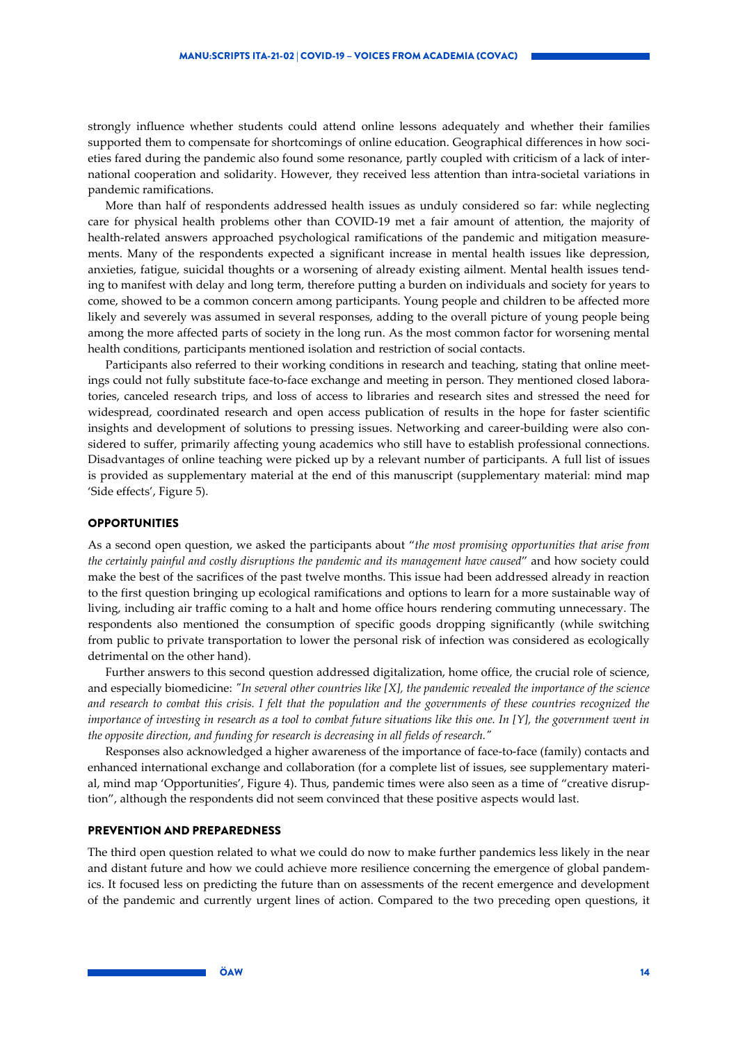strongly influence whether students could attend online lessons adequately and whether their families supported them to compensate for shortcomings of online education. Geographical differences in how societies fared during the pandemic also found some resonance, partly coupled with criticism of a lack of international cooperation and solidarity. However, they received less attention than intra-societal variations in pandemic ramifications.

More than half of respondents addressed health issues as unduly considered so far: while neglecting care for physical health problems other than COVID-19 met a fair amount of attention, the majority of health-related answers approached psychological ramifications of the pandemic and mitigation measurements. Many of the respondents expected a significant increase in mental health issues like depression, anxieties, fatigue, suicidal thoughts or a worsening of already existing ailment. Mental health issues tending to manifest with delay and long term, therefore putting a burden on individuals and society for years to come, showed to be a common concern among participants. Young people and children to be affected more likely and severely was assumed in several responses, adding to the overall picture of young people being among the more affected parts of society in the long run. As the most common factor for worsening mental health conditions, participants mentioned isolation and restriction of social contacts.

Participants also referred to their working conditions in research and teaching, stating that online meetings could not fully substitute face-to-face exchange and meeting in person. They mentioned closed laboratories, canceled research trips, and loss of access to libraries and research sites and stressed the need for widespread, coordinated research and open access publication of results in the hope for faster scientific insights and development of solutions to pressing issues. Networking and career-building were also considered to suffer, primarily affecting young academics who still have to establish professional connections. Disadvantages of online teaching were picked up by a relevant number of participants. A full list of issues is provided as supplementary material at the end of this manuscript (supplementary material: mind map 'Side effects', Figure 5).

## OPPORTUNITIES

As a second open question, we asked the participants about "*the most promising opportunities that arise from the certainly painful and costly disruptions the pandemic and its management have caused*" and how society could make the best of the sacrifices of the past twelve months. This issue had been addressed already in reaction to the first question bringing up ecological ramifications and options to learn for a more sustainable way of living, including air traffic coming to a halt and home office hours rendering commuting unnecessary. The respondents also mentioned the consumption of specific goods dropping significantly (while switching from public to private transportation to lower the personal risk of infection was considered as ecologically detrimental on the other hand).

Further answers to this second question addressed digitalization, home office, the crucial role of science, and especially biomedicine: *"In several other countries like [X], the pandemic revealed the importance of the science and research to combat this crisis. I felt that the population and the governments of these countries recognized the importance of investing in research as a tool to combat future situations like this one. In [Y], the government went in the opposite direction, and funding for research is decreasing in all fields of research."*

Responses also acknowledged a higher awareness of the importance of face-to-face (family) contacts and enhanced international exchange and collaboration (for a complete list of issues, see supplementary material, mind map 'Opportunities', Figure 4). Thus, pandemic times were also seen as a time of "creative disruption", although the respondents did not seem convinced that these positive aspects would last.

## PREVENTION AND PREPAREDNESS

The third open question related to what we could do now to make further pandemics less likely in the near and distant future and how we could achieve more resilience concerning the emergence of global pandemics. It focused less on predicting the future than on assessments of the recent emergence and development of the pandemic and currently urgent lines of action. Compared to the two preceding open questions, it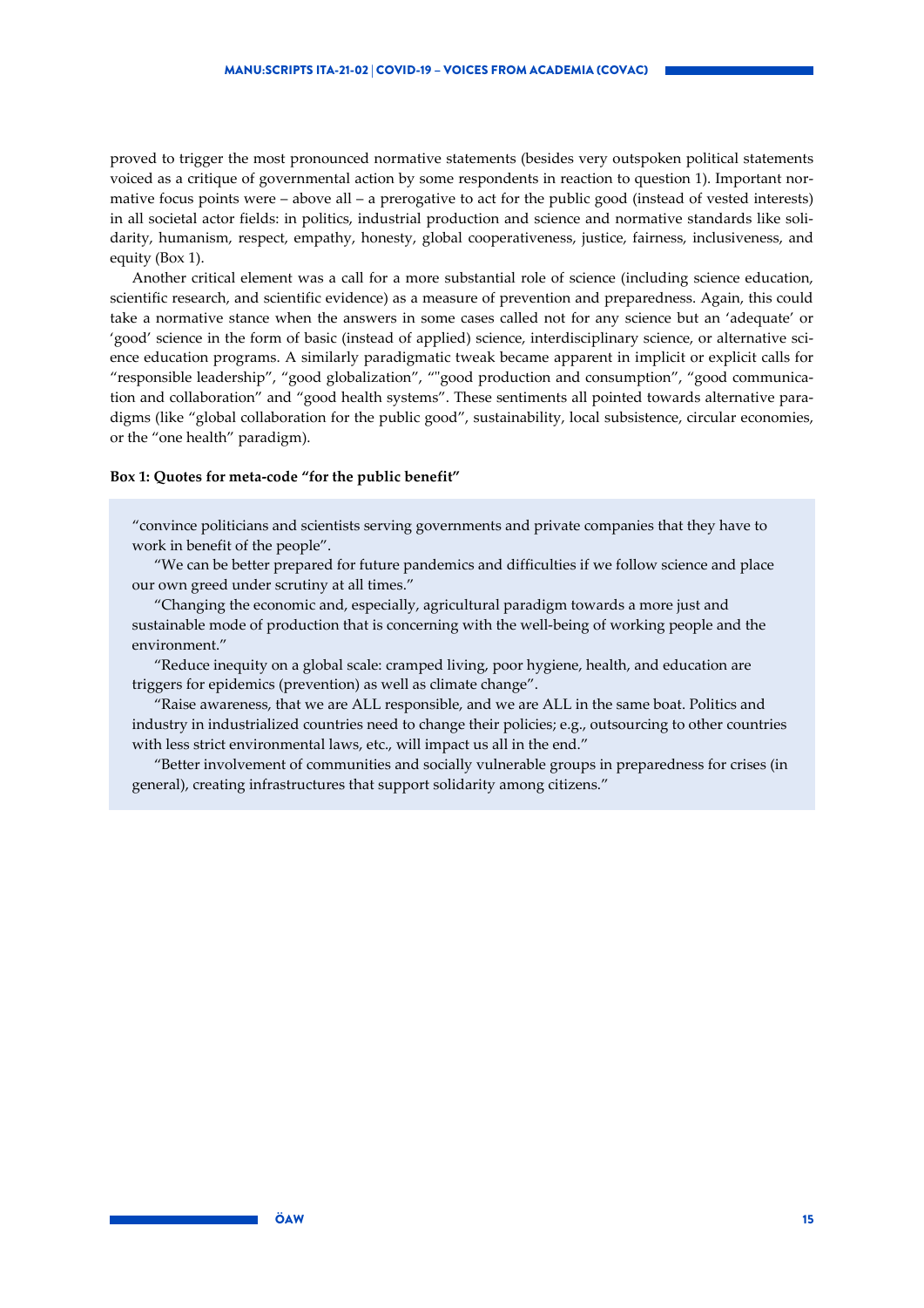proved to trigger the most pronounced normative statements (besides very outspoken political statements voiced as a critique of governmental action by some respondents in reaction to question 1). Important normative focus points were – above all – a prerogative to act for the public good (instead of vested interests) in all societal actor fields: in politics, industrial production and science and normative standards like solidarity, humanism, respect, empathy, honesty, global cooperativeness, justice, fairness, inclusiveness, and equity (Box 1).

Another critical element was a call for a more substantial role of science (including science education, scientific research, and scientific evidence) as a measure of prevention and preparedness. Again, this could take a normative stance when the answers in some cases called not for any science but an 'adequate' or 'good' science in the form of basic (instead of applied) science, interdisciplinary science, or alternative science education programs. A similarly paradigmatic tweak became apparent in implicit or explicit calls for "responsible leadership", "good globalization", ""good production and consumption", "good communication and collaboration" and "good health systems". These sentiments all pointed towards alternative paradigms (like "global collaboration for the public good", sustainability, local subsistence, circular economies, or the "one health" paradigm).

**Box 1: Quotes for meta-code "for the public benefit"**

> "convince politicians and scientists serving governments and private companies that they have to work in benefit of the people".
>
> "We can be better prepared for future pandemics and difficulties if we follow science and place our own greed under scrutiny at all times."
>
> "Changing the economic and, especially, agricultural paradigm towards a more just and sustainable mode of production that is concerning with the well-being of working people and the environment."
>
> "Reduce inequity on a global scale: cramped living, poor hygiene, health, and education are triggers for epidemics (prevention) as well as climate change".
>
> "Raise awareness, that we are ALL responsible, and we are ALL in the same boat. Politics and industry in industrialized countries need to change their policies; e.g., outsourcing to other countries with less strict environmental laws, etc., will impact us all in the end."
>
> "Better involvement of communities and socially vulnerable groups in preparedness for crises (in general), creating infrastructures that support solidarity among citizens."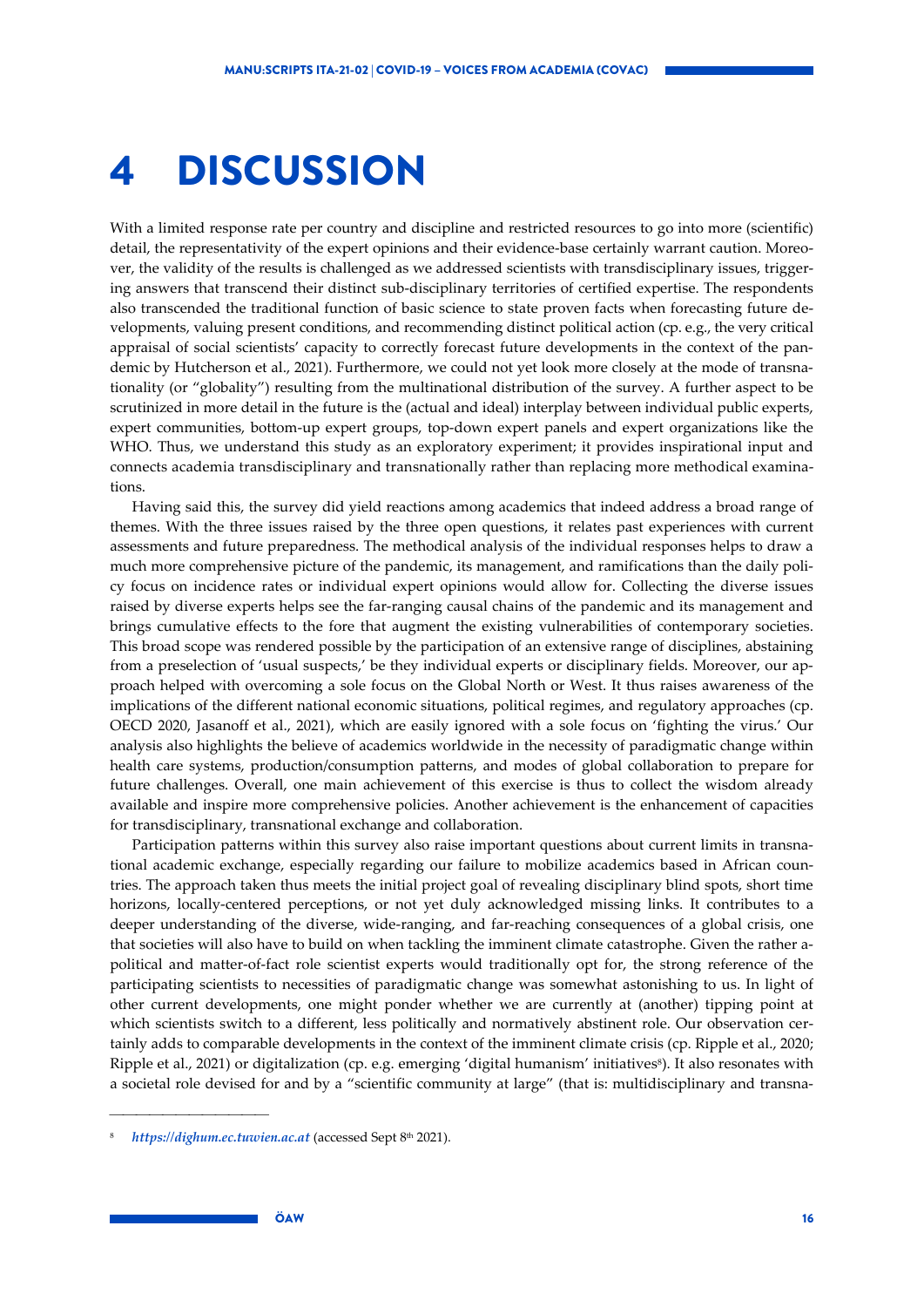# 4 DISCUSSION

With a limited response rate per country and discipline and restricted resources to go into more (scientific) detail, the representativity of the expert opinions and their evidence-base certainly warrant caution. Moreover, the validity of the results is challenged as we addressed scientists with transdisciplinary issues, triggering answers that transcend their distinct sub-disciplinary territories of certified expertise. The respondents also transcended the traditional function of basic science to state proven facts when forecasting future developments, valuing present conditions, and recommending distinct political action (cp. e.g., the very critical appraisal of social scientists' capacity to correctly forecast future developments in the context of the pandemic by Hutcherson et al., 2021). Furthermore, we could not yet look more closely at the mode of transnationality (or "globality") resulting from the multinational distribution of the survey. A further aspect to be scrutinized in more detail in the future is the (actual and ideal) interplay between individual public experts, expert communities, bottom-up expert groups, top-down expert panels and expert organizations like the WHO. Thus, we understand this study as an exploratory experiment; it provides inspirational input and connects academia transdisciplinary and transnationally rather than replacing more methodical examinations.

Having said this, the survey did yield reactions among academics that indeed address a broad range of themes. With the three issues raised by the three open questions, it relates past experiences with current assessments and future preparedness. The methodical analysis of the individual responses helps to draw a much more comprehensive picture of the pandemic, its management, and ramifications than the daily policy focus on incidence rates or individual expert opinions would allow for. Collecting the diverse issues raised by diverse experts helps see the far-ranging causal chains of the pandemic and its management and brings cumulative effects to the fore that augment the existing vulnerabilities of contemporary societies. This broad scope was rendered possible by the participation of an extensive range of disciplines, abstaining from a preselection of 'usual suspects,' be they individual experts or disciplinary fields. Moreover, our approach helped with overcoming a sole focus on the Global North or West. It thus raises awareness of the implications of the different national economic situations, political regimes, and regulatory approaches (cp. OECD 2020, Jasanoff et al., 2021), which are easily ignored with a sole focus on 'fighting the virus.' Our analysis also highlights the believe of academics worldwide in the necessity of paradigmatic change within health care systems, production/consumption patterns, and modes of global collaboration to prepare for future challenges. Overall, one main achievement of this exercise is thus to collect the wisdom already available and inspire more comprehensive policies. Another achievement is the enhancement of capacities for transdisciplinary, transnational exchange and collaboration.

Participation patterns within this survey also raise important questions about current limits in transnational academic exchange, especially regarding our failure to mobilize academics based in African countries. The approach taken thus meets the initial project goal of revealing disciplinary blind spots, short time horizons, locally-centered perceptions, or not yet duly acknowledged missing links. It contributes to a deeper understanding of the diverse, wide-ranging, and far-reaching consequences of a global crisis, one that societies will also have to build on when tackling the imminent climate catastrophe. Given the rather apolitical and matter-of-fact role scientist experts would traditionally opt for, the strong reference of the participating scientists to necessities of paradigmatic change was somewhat astonishing to us. In light of other current developments, one might ponder whether we are currently at (another) tipping point at which scientists switch to a different, less politically and normatively abstinent role. Our observation certainly adds to comparable developments in the context of the imminent climate crisis (cp. Ripple et al., 2020; Ripple et al., 2021) or digitalization (cp. e.g. emerging 'digital humanism' initiatives[8]). It also resonates with a societal role devised for and by a "scientific community at large" (that is: multidisciplinary and transna-

---

[8] *https://dighum.ec.tuwien.ac.at* (accessed Sept 8th 2021).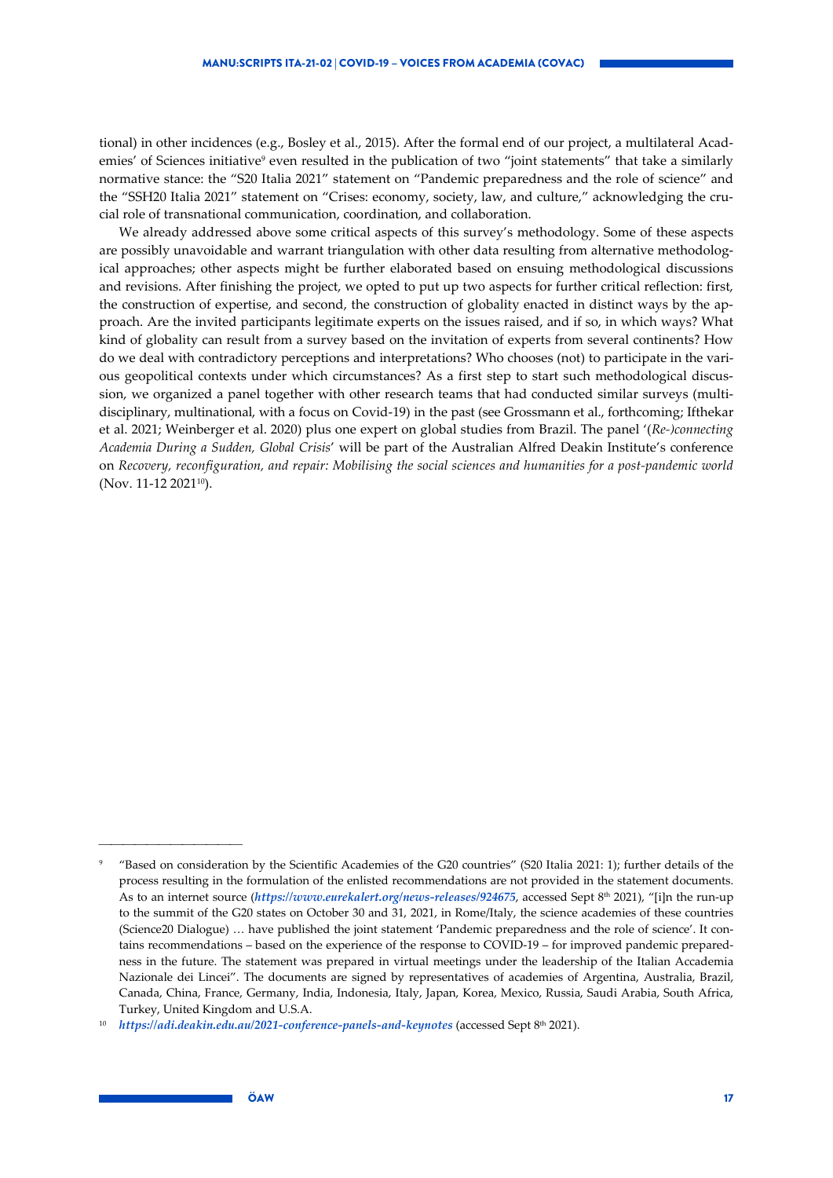tional) in other incidences (e.g., Bosley et al., 2015). After the formal end of our project, a multilateral Academies' of Sciences initiative[9] even resulted in the publication of two "joint statements" that take a similarly normative stance: the "S20 Italia 2021" statement on "Pandemic preparedness and the role of science" and the "SSH20 Italia 2021" statement on "Crises: economy, society, law, and culture," acknowledging the crucial role of transnational communication, coordination, and collaboration.

We already addressed above some critical aspects of this survey's methodology. Some of these aspects are possibly unavoidable and warrant triangulation with other data resulting from alternative methodological approaches; other aspects might be further elaborated based on ensuing methodological discussions and revisions. After finishing the project, we opted to put up two aspects for further critical reflection: first, the construction of expertise, and second, the construction of globality enacted in distinct ways by the approach. Are the invited participants legitimate experts on the issues raised, and if so, in which ways? What kind of globality can result from a survey based on the invitation of experts from several continents? How do we deal with contradictory perceptions and interpretations? Who chooses (not) to participate in the various geopolitical contexts under which circumstances? As a first step to start such methodological discussion, we organized a panel together with other research teams that had conducted similar surveys (multidisciplinary, multinational, with a focus on Covid-19) in the past (see Grossmann et al., forthcoming; Ifthekar et al. 2021; Weinberger et al. 2020) plus one expert on global studies from Brazil. The panel '(*Re-)connecting Academia During a Sudden, Global Crisis*' will be part of the Australian Alfred Deakin Institute's conference on *Recovery, reconfiguration, and repair: Mobilising the social sciences and humanities for a post-pandemic world* (Nov. 11-12 2021[10]).

---

[9] "Based on consideration by the Scientific Academies of the G20 countries" (S20 Italia 2021: 1); further details of the process resulting in the formulation of the enlisted recommendations are not provided in the statement documents. As to an internet source (***https://www.eurekalert.org/news-releases/924675***, accessed Sept 8th 2021), "[i]n the run-up to the summit of the G20 states on October 30 and 31, 2021, in Rome/Italy, the science academies of these countries (Science20 Dialogue) … have published the joint statement 'Pandemic preparedness and the role of science'. It contains recommendations – based on the experience of the response to COVID-19 – for improved pandemic preparedness in the future. The statement was prepared in virtual meetings under the leadership of the Italian Accademia Nazionale dei Lincei". The documents are signed by representatives of academies of Argentina, Australia, Brazil, Canada, China, France, Germany, India, Indonesia, Italy, Japan, Korea, Mexico, Russia, Saudi Arabia, South Africa, Turkey, United Kingdom and U.S.A.

[10] ***https://adi.deakin.edu.au/2021-conference-panels-and-keynotes*** (accessed Sept 8th 2021).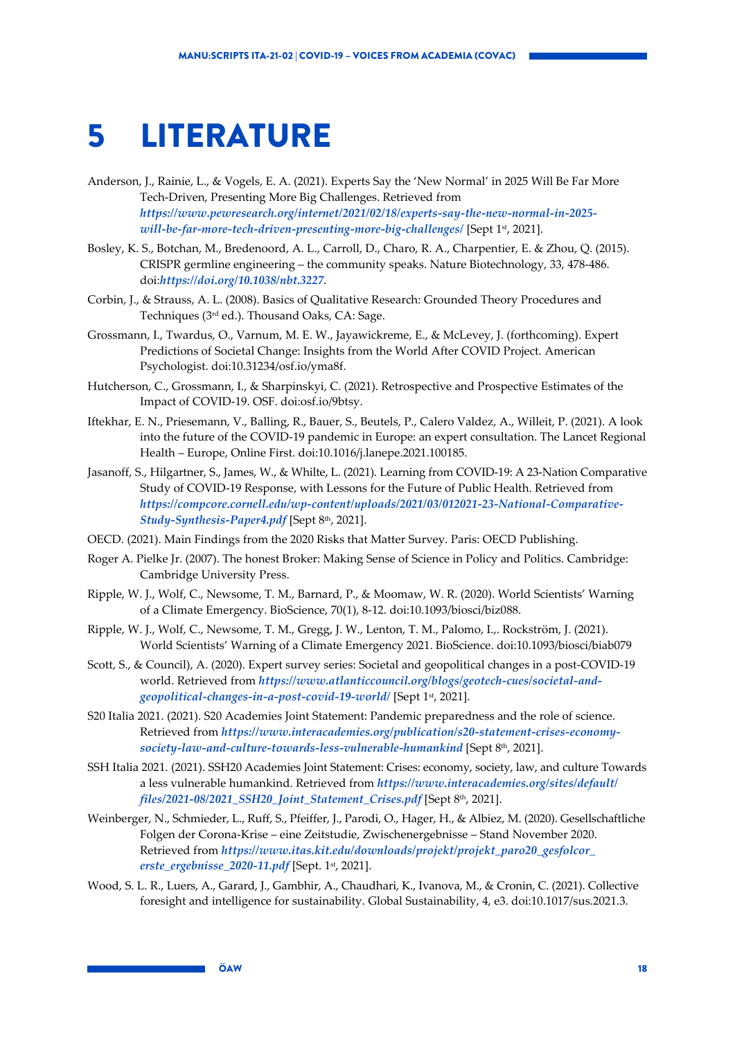# 5 LITERATURE

Anderson, J., Rainie, L., & Vogels, E. A. (2021). Experts Say the 'New Normal' in 2025 Will Be Far More Tech-Driven, Presenting More Big Challenges. Retrieved from ***https://www.pewresearch.org/internet/2021/02/18/experts-say-the-new-normal-in-2025-will-be-far-more-tech-driven-presenting-more-big-challenges/*** [Sept 1st, 2021].

Bosley, K. S., Botchan, M., Bredenoord, A. L., Carroll, D., Charo, R. A., Charpentier, E. & Zhou, Q. (2015). CRISPR germline engineering – the community speaks. Nature Biotechnology, 33, 478-486. doi:***https://doi.org/10.1038/nbt.3227***.

Corbin, J., & Strauss, A. L. (2008). Basics of Qualitative Research: Grounded Theory Procedures and Techniques (3rd ed.). Thousand Oaks, CA: Sage.

Grossmann, I., Twardus, O., Varnum, M. E. W., Jayawickreme, E., & McLevey, J. (forthcoming). Expert Predictions of Societal Change: Insights from the World After COVID Project. American Psychologist. doi:10.31234/osf.io/yma8f.

Hutcherson, C., Grossmann, I., & Sharpinskyi, C. (2021). Retrospective and Prospective Estimates of the Impact of COVID-19. OSF. doi:osf.io/9btsy.

Iftekhar, E. N., Priesemann, V., Balling, R., Bauer, S., Beutels, P., Calero Valdez, A., Willeit, P. (2021). A look into the future of the COVID-19 pandemic in Europe: an expert consultation. The Lancet Regional Health – Europe, Online First. doi:10.1016/j.lanepe.2021.100185.

Jasanoff, S., Hilgartner, S., James, W., & Whilte, L. (2021). Learning from COVID-19: A 23-Nation Comparative Study of COVID-19 Response, with Lessons for the Future of Public Health. Retrieved from ***https://compcore.cornell.edu/wp-content/uploads/2021/03/012021-23-National-Comparative-Study-Synthesis-Paper4.pdf*** [Sept 8th, 2021].

OECD. (2021). Main Findings from the 2020 Risks that Matter Survey. Paris: OECD Publishing.

Roger A. Pielke Jr. (2007). The honest Broker: Making Sense of Science in Policy and Politics. Cambridge: Cambridge University Press.

Ripple, W. J., Wolf, C., Newsome, T. M., Barnard, P., & Moomaw, W. R. (2020). World Scientists' Warning of a Climate Emergency. BioScience, 70(1), 8-12. doi:10.1093/biosci/biz088.

Ripple, W. J., Wolf, C., Newsome, T. M., Gregg, J. W., Lenton, T. M., Palomo, I.,. Rockström, J. (2021). World Scientists' Warning of a Climate Emergency 2021. BioScience. doi:10.1093/biosci/biab079

Scott, S., & Council), A. (2020). Expert survey series: Societal and geopolitical changes in a post-COVID-19 world. Retrieved from ***https://www.atlanticcouncil.org/blogs/geotech-cues/societal-and-geopolitical-changes-in-a-post-covid-19-world/*** [Sept 1st, 2021].

S20 Italia 2021. (2021). S20 Academies Joint Statement: Pandemic preparedness and the role of science. Retrieved from ***https://www.interacademies.org/publication/s20-statement-crises-economy-society-law-and-culture-towards-less-vulnerable-humankind*** [Sept 8th, 2021].

SSH Italia 2021. (2021). SSH20 Academies Joint Statement: Crises: economy, society, law, and culture Towards a less vulnerable humankind. Retrieved from ***https://www.interacademies.org/sites/default/files/2021-08/2021_SSH20_Joint_Statement_Crises.pdf*** [Sept 8th, 2021].

Weinberger, N., Schmieder, L., Ruff, S., Pfeiffer, J., Parodi, O., Hager, H., & Albiez, M. (2020). Gesellschaftliche Folgen der Corona-Krise – eine Zeitstudie, Zwischenergebnisse – Stand November 2020. Retrieved from ***https://www.itas.kit.edu/downloads/projekt/projekt_paro20_gesfolcor_erste_ergebnisse_2020-11.pdf*** [Sept. 1st, 2021].

Wood, S. L. R., Luers, A., Garard, J., Gambhir, A., Chaudhari, K., Ivanova, M., & Cronin, C. (2021). Collective foresight and intelligence for sustainability. Global Sustainability, 4, e3. doi:10.1017/sus.2021.3.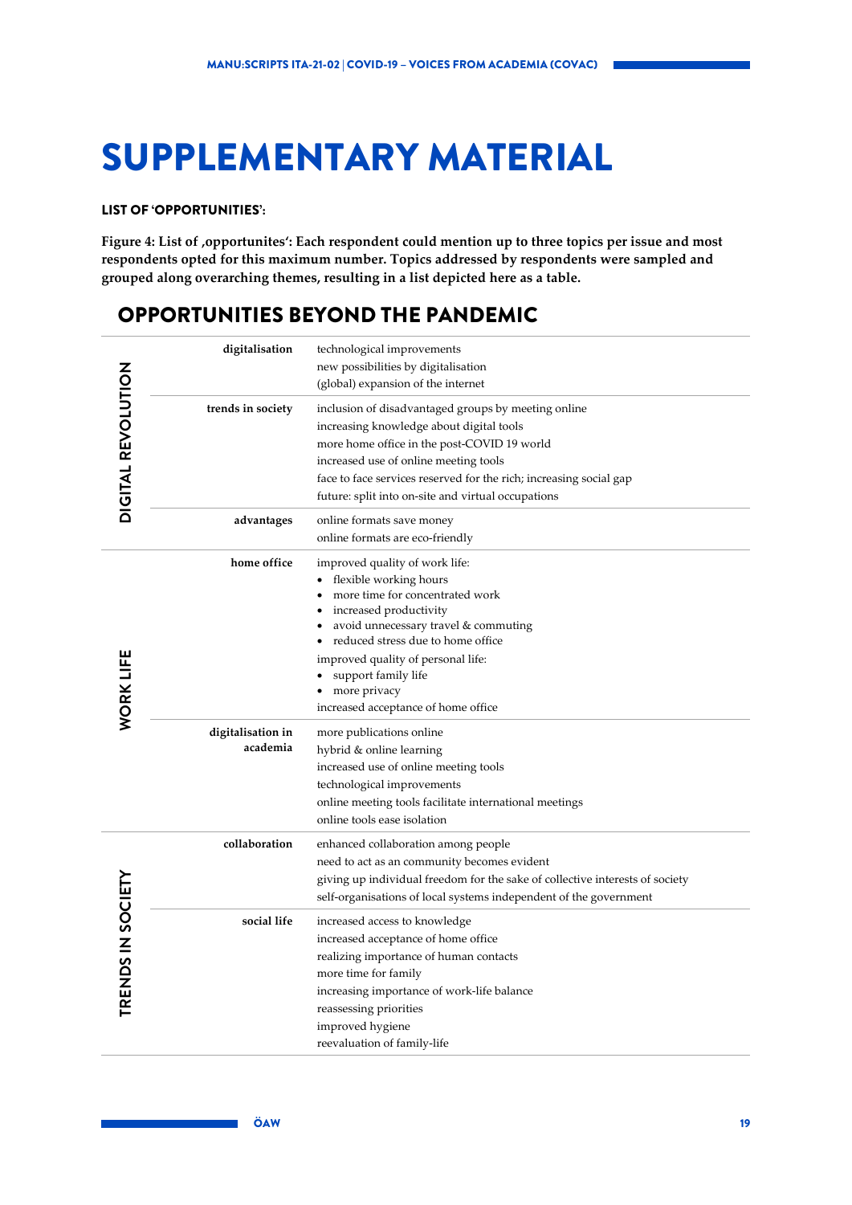# SUPPLEMENTARY MATERIAL

**LIST OF 'OPPORTUNITIES':**

**Figure 4: List of ‚opportunites': Each respondent could mention up to three topics per issue and most respondents opted for this maximum number. Topics addressed by respondents were sampled and grouped along overarching themes, resulting in a list depicted here as a table.**

## OPPORTUNITIES BEYOND THE PANDEMIC

| | | |
|---|---|---|
| **DIGITAL REVOLUTION** | **digitalisation** | technological improvements<br>new possibilities by digitalisation<br>(global) expansion of the internet |
| | **trends in society** | inclusion of disadvantaged groups by meeting online<br>increasing knowledge about digital tools<br>more home office in the post-COVID 19 world<br>increased use of online meeting tools<br>face to face services reserved for the rich; increasing social gap<br>future: split into on-site and virtual occupations |
| | **advantages** | online formats save money<br>online formats are eco-friendly |
| **WORK LIFE** | **home office** | improved quality of work life:<br>• flexible working hours<br>• more time for concentrated work<br>• increased productivity<br>• avoid unnecessary travel & commuting<br>• reduced stress due to home office<br>improved quality of personal life:<br>• support family life<br>• more privacy<br>increased acceptance of home office |
| | **digitalisation in academia** | more publications online<br>hybrid & online learning<br>increased use of online meeting tools<br>technological improvements<br>online meeting tools facilitate international meetings<br>online tools ease isolation |
| **TRENDS IN SOCIETY** | **collaboration** | enhanced collaboration among people<br>need to act as an community becomes evident<br>giving up individual freedom for the sake of collective interests of society<br>self-organisations of local systems independent of the government |
| | **social life** | increased access to knowledge<br>increased acceptance of home office<br>realizing importance of human contacts<br>more time for family<br>increasing importance of work-life balance<br>reassessing priorities<br>improved hygiene<br>reevaluation of family-life |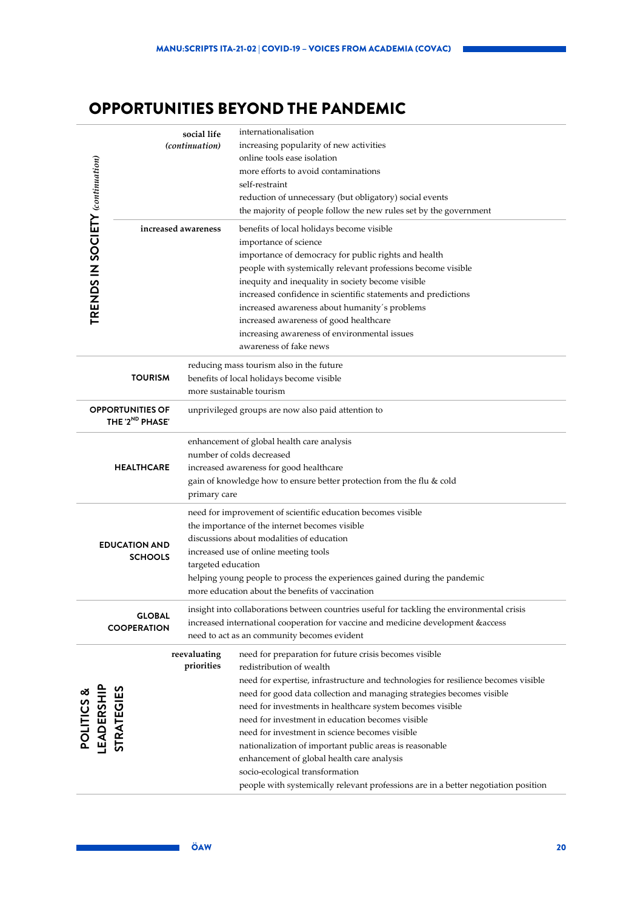# OPPORTUNITIES BEYOND THE PANDEMIC

| Category | Subcategory | Opportunities |
|---|---|---|
| TRENDS IN SOCIETY *(continuation)* | **social life** *(continuation)* | internationalisation |
| | | increasing popularity of new activities |
| | | online tools ease isolation |
| | | more efforts to avoid contaminations |
| | | self-restraint |
| | | reduction of unnecessary (but obligatory) social events |
| | | the majority of people follow the new rules set by the government |
| | **increased awareness** | benefits of local holidays become visible |
| | | importance of science |
| | | importance of democracy for public rights and health |
| | | people with systemically relevant professions become visible |
| | | inequity and inequality in society become visible |
| | | increased confidence in scientific statements and predictions |
| | | increased awareness about humanity´s problems |
| | | increased awareness of good healthcare |
| | | increasing awareness of environmental issues |
| | | awareness of fake news |
| **TOURISM** | | reducing mass tourism also in the future |
| | | benefits of local holidays become visible |
| | | more sustainable tourism |
| **OPPORTUNITIES OF THE '2ND PHASE'** | | unprivileged groups are now also paid attention to |
| **HEALTHCARE** | | enhancement of global health care analysis |
| | | number of colds decreased |
| | | increased awareness for good healthcare |
| | | gain of knowledge how to ensure better protection from the flu & cold |
| | | primary care |
| **EDUCATION AND SCHOOLS** | | need for improvement of scientific education becomes visible |
| | | the importance of the internet becomes visible |
| | | discussions about modalities of education |
| | | increased use of online meeting tools |
| | | targeted education |
| | | helping young people to process the experiences gained during the pandemic |
| | | more education about the benefits of vaccination |
| **GLOBAL COOPERATION** | | insight into collaborations between countries useful for tackling the environmental crisis |
| | | increased international cooperation for vaccine and medicine development &access |
| | | need to act as an community becomes evident |
| POLITICS & LEADERSHIP STRATEGIES | **reevaluating priorities** | need for preparation for future crisis becomes visible |
| | | redistribution of wealth |
| | | need for expertise, infrastructure and technologies for resilience becomes visible |
| | | need for good data collection and managing strategies becomes visible |
| | | need for investments in healthcare system becomes visible |
| | | need for investment in education becomes visible |
| | | need for investment in science becomes visible |
| | | nationalization of important public areas is reasonable |
| | | enhancement of global health care analysis |
| | | socio-ecological transformation |
| | | people with systemically relevant professions are in a better negotiation position |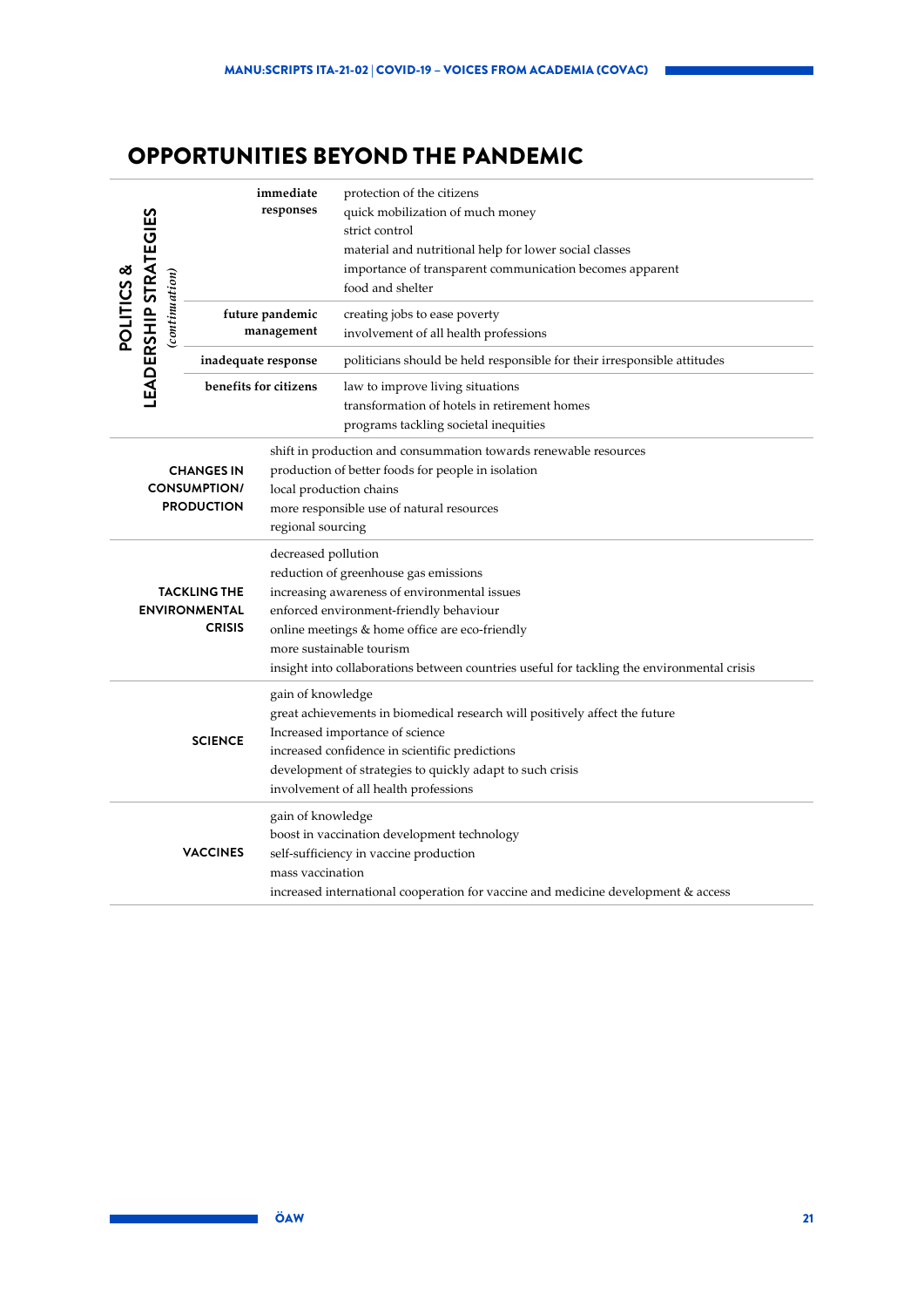# OPPORTUNITIES BEYOND THE PANDEMIC

| | | |
|---|---|---|
| **POLITICS & LEADERSHIP STRATEGIES** *(continuation)* | **immediate responses** | protection of the citizens<br>quick mobilization of much money<br>strict control<br>material and nutritional help for lower social classes<br>importance of transparent communication becomes apparent<br>food and shelter |
| | **future pandemic management** | creating jobs to ease poverty<br>involvement of all health professions |
| | **inadequate response** | politicians should be held responsible for their irresponsible attitudes |
| | **benefits for citizens** | law to improve living situations<br>transformation of hotels in retirement homes<br>programs tackling societal inequities |
| **CHANGES IN CONSUMPTION/ PRODUCTION** | | shift in production and consummation towards renewable resources<br>production of better foods for people in isolation<br>local production chains<br>more responsible use of natural resources<br>regional sourcing |
| **TACKLING THE ENVIRONMENTAL CRISIS** | | decreased pollution<br>reduction of greenhouse gas emissions<br>increasing awareness of environmental issues<br>enforced environment-friendly behaviour<br>online meetings & home office are eco-friendly<br>more sustainable tourism<br>insight into collaborations between countries useful for tackling the environmental crisis |
| **SCIENCE** | | gain of knowledge<br>great achievements in biomedical research will positively affect the future<br>Increased importance of science<br>increased confidence in scientific predictions<br>development of strategies to quickly adapt to such crisis<br>involvement of all health professions |
| **VACCINES** | | gain of knowledge<br>boost in vaccination development technology<br>self-sufficiency in vaccine production<br>mass vaccination<br>increased international cooperation for vaccine and medicine development & access |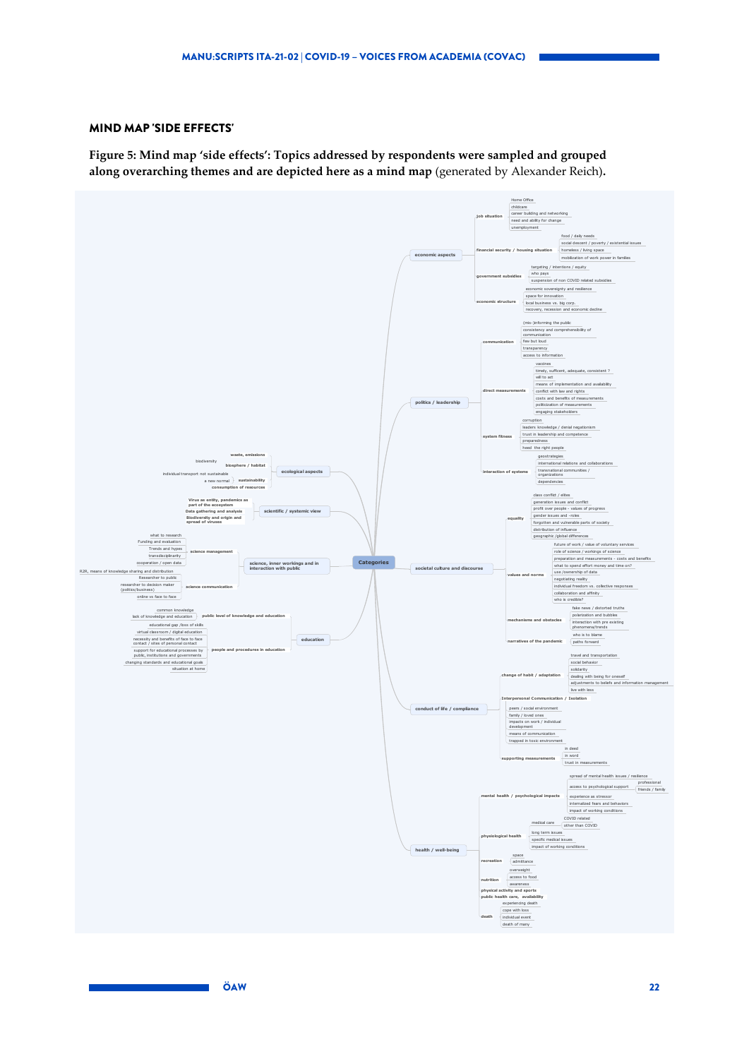## MIND MAP 'SIDE EFFECTS'

**Figure 5: Mind map 'side effects': Topics addressed by respondents were sampled and grouped along overarching themes and are depicted here as a mind map** (generated by Alexander Reich).

- **Categories**
  - **economic aspects**
    - job situation
      - Home Office
      - childcare
      - career building and networking
      - need and ability for change
      - unemployment
    - financial security / housing situation
      - food / daily needs
      - social descent / poverty / existential issues
      - homeless / living space
      - mobilization of work power in families
    - government subsidies
      - targeting / intentions / equity
      - who pays
      - suspension of non COVID related subsidies
    - economic structure
      - economic sovereignty and resilience
      - space for innovation
      - local business vs. big corp.
      - recovery, recession and economic decline
  - **politics / leadership**
    - communication
      - (mis-)informing the public
      - consistency and comprehensibility of communication
      - few but loud
      - transparency
      - access to information
    - direct measurements
      - vaccines
      - timely, sufficient, adequate, consistent ?
      - will to act
      - means of implementation and availability
      - conflict with law and rights
      - costs and benefits of measurements
      - politicization of measurements
      - engaging stakeholders
    - system fitness
      - corruption
      - leaders knowledge / denial negationism
      - trust in leadership and competence
      - preparedness
      - heed the right people
    - interaction of systems
      - geostrategies
      - international relations and collaborations
      - transnational communities / organizations
      - dependencies
  - **societal culture and discourse**
    - equality
      - class conflict / elites
      - generation issues and conflict
      - profit over people - values of progress
      - gender issues and -roles
      - forgotten and vulnerable parts of society
      - distribution of influence
      - geographic /global differences
    - values and norms
      - future of work / value of voluntary services
      - role of science / workings of science
      - preparation and measurements - costs and benefits
      - what to spend effort money and time on?
      - use /ownership of data
      - negotiating reality
      - individual freedom vs. collective responses
      - collaboration and affinity
      - who is credible?
    - mechanisms and obstacles
      - fake news / distorted truths
      - polarization and bubbles
      - interaction with pre existing phenomena/trends
      - who is to blame
    - narratives of the pandemic
      - paths forward
  - **conduct of life / compliance**
    - change of habit / adaptation
      - travel and transportation
      - social behavior
      - solidarity
      - dealing with being for oneself
      - adjustments to beliefs and information management
      - live with less
    - Interpersonal Communication / Isolation
      - peers / social environment
      - family / loved ones
      - impacts on work / individual development
      - means of communication
      - trapped in toxic environment
    - supporting measurements
      - in deed
      - in word
      - trust in measurements
  - **health / well-being**
    - mental health / psychological impacts
      - spread of mental health issues / resilience
      - access to psychological support
        - professional
        - friends / family
      - experience as stressor
      - internalized fears and behaviors
      - impact of working conditions
    - physiological health
      - medical care
        - COVID related
        - other than COVID
      - long term issues
      - specific medical issues
      - impact of working conditions
    - recreation
      - space
      - admittance
    - nutrition
      - overweight
      - access to food
      - awareness
    - physical activity and sports
    - public health care, availability
    - death
      - experiencing death
      - cope with loss
      - individual event
      - death of many
  - **ecological aspects**
    - waste, emissions
    - biosphere / habitat
      - biodiversity
    - sustainability
      - individual transport not sustainable
      - a new normal
    - consumption of resources
  - **scientific / systemic view**
    - Virus as entity, pandemics as part of the ecosystem
    - Data gathering and analysis
    - Biodiversity and origin and spread of viruses
  - **science, inner workings and in interaction with public**
    - science management
      - what to research
      - Funding and evaluation
      - Trends and hypes
      - transdisciplinarity
      - cooperation / open data
      - R2R, means of knowledge sharing and distribution
    - science communication
      - Researcher to public
      - researcher to decision maker (politics/business)
      - online vs face to face
  - **education**
    - public level of knowledge and education
      - common knowledge
      - lack of knowledge and education
    - people and procedures in education
      - educational gap /loss of skills
      - virtual classroom / digital education
      - necessity and benefits of face to face contact / sites of personal contact
      - support for educational processes by public, institutions and governments
      - changing standards and educational goals
      - situation at home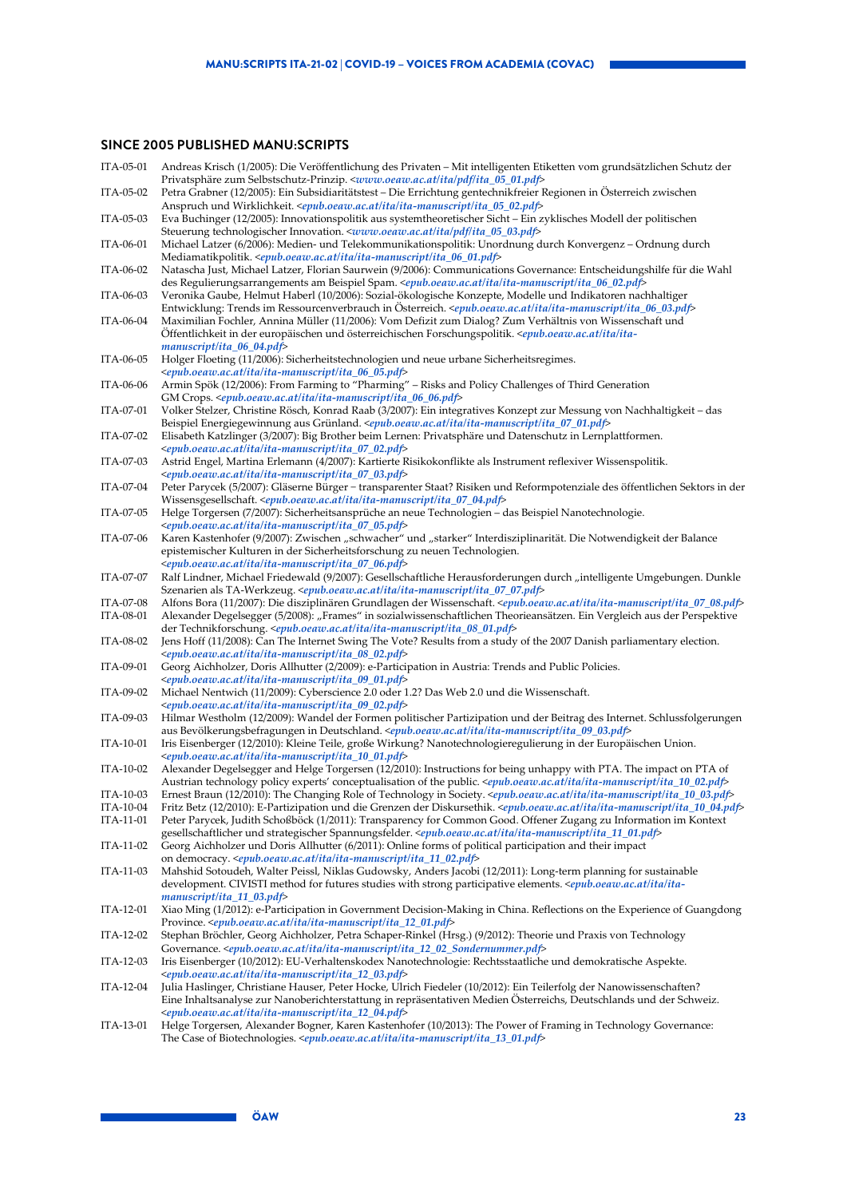## SINCE 2005 PUBLISHED MANU:SCRIPTS

ITA-05-01 Andreas Krisch (1/2005): Die Veröffentlichung des Privaten – Mit intelligenten Etiketten vom grundsätzlichen Schutz der Privatsphäre zum Selbstschutz-Prinzip. <*www.oeaw.ac.at/ita/pdf/ita_05_01.pdf*>

ITA-05-02 Petra Grabner (12/2005): Ein Subsidiaritätstest – Die Errichtung gentechnikfreier Regionen in Österreich zwischen Anspruch und Wirklichkeit. <*epub.oeaw.ac.at/ita/ita-manuscript/ita_05_02.pdf*>

ITA-05-03 Eva Buchinger (12/2005): Innovationspolitik aus systemtheoretischer Sicht – Ein zyklisches Modell der politischen Steuerung technologischer Innovation. <*www.oeaw.ac.at/ita/pdf/ita_05_03.pdf*>

ITA-06-01 Michael Latzer (6/2006): Medien- und Telekommunikationspolitik: Unordnung durch Konvergenz – Ordnung durch Mediamatikpolitik. <*epub.oeaw.ac.at/ita/ita-manuscript/ita_06_01.pdf*>

ITA-06-02 Natascha Just, Michael Latzer, Florian Saurwein (9/2006): Communications Governance: Entscheidungshilfe für die Wahl des Regulierungsarrangements am Beispiel Spam. <*epub.oeaw.ac.at/ita/ita-manuscript/ita_06_02.pdf*>

ITA-06-03 Veronika Gaube, Helmut Haberl (10/2006): Sozial-ökologische Konzepte, Modelle und Indikatoren nachhaltiger Entwicklung: Trends im Ressourcenverbrauch in Österreich. <*epub.oeaw.ac.at/ita/ita-manuscript/ita_06_03.pdf*>

ITA-06-04 Maximilian Fochler, Annina Müller (11/2006): Vom Defizit zum Dialog? Zum Verhältnis von Wissenschaft und Öffentlichkeit in der europäischen und österreichischen Forschungspolitik. <*epub.oeaw.ac.at/ita/ita-manuscript/ita_06_04.pdf*>

ITA-06-05 Holger Floeting (11/2006): Sicherheitstechnologien und neue urbane Sicherheitsregimes. <*epub.oeaw.ac.at/ita/ita-manuscript/ita_06_05.pdf*>

ITA-06-06 Armin Spök (12/2006): From Farming to "Pharming" – Risks and Policy Challenges of Third Generation GM Crops. <*epub.oeaw.ac.at/ita/ita-manuscript/ita_06_06.pdf*>

ITA-07-01 Volker Stelzer, Christine Rösch, Konrad Raab (3/2007): Ein integratives Konzept zur Messung von Nachhaltigkeit – das Beispiel Energiegewinnung aus Grünland. <*epub.oeaw.ac.at/ita/ita-manuscript/ita_07_01.pdf*>

ITA-07-02 Elisabeth Katzlinger (3/2007): Big Brother beim Lernen: Privatsphäre und Datenschutz in Lernplattformen. <*epub.oeaw.ac.at/ita/ita-manuscript/ita_07_02.pdf*>

ITA-07-03 Astrid Engel, Martina Erlemann (4/2007): Kartierte Risikokonflikte als Instrument reflexiver Wissenspolitik. <*epub.oeaw.ac.at/ita/ita-manuscript/ita_07_03.pdf*>

ITA-07-04 Peter Parycek (5/2007): Gläserne Bürger − transparenter Staat? Risiken und Reformpotenziale des öffentlichen Sektors in der Wissensgesellschaft. <*epub.oeaw.ac.at/ita/ita-manuscript/ita_07_04.pdf*>

ITA-07-05 Helge Torgersen (7/2007): Sicherheitsansprüche an neue Technologien – das Beispiel Nanotechnologie. <*epub.oeaw.ac.at/ita/ita-manuscript/ita_07_05.pdf*>

ITA-07-06 Karen Kastenhofer (9/2007): Zwischen „schwacher" und „starker" Interdisziplinarität. Die Notwendigkeit der Balance epistemischer Kulturen in der Sicherheitsforschung zu neuen Technologien. <*epub.oeaw.ac.at/ita/ita-manuscript/ita_07_06.pdf*>

ITA-07-07 Ralf Lindner, Michael Friedewald (9/2007): Gesellschaftliche Herausforderungen durch „intelligente Umgebungen. Dunkle Szenarien als TA-Werkzeug. <*epub.oeaw.ac.at/ita/ita-manuscript/ita_07_07.pdf*>

ITA-07-08 Alfons Bora (11/2007): Die disziplinären Grundlagen der Wissenschaft. <*epub.oeaw.ac.at/ita/ita-manuscript/ita_07_08.pdf*>

ITA-08-01 Alexander Degelsegger (5/2008): „Frames" in sozialwissenschaftlichen Theorieansätzen. Ein Vergleich aus der Perspektive der Technikforschung. <*epub.oeaw.ac.at/ita/ita-manuscript/ita_08_01.pdf*>

ITA-08-02 Jens Hoff (11/2008): Can The Internet Swing The Vote? Results from a study of the 2007 Danish parliamentary election. <*epub.oeaw.ac.at/ita/ita-manuscript/ita_08_02.pdf*>

ITA-09-01 Georg Aichholzer, Doris Allhutter (2/2009): e-Participation in Austria: Trends and Public Policies. <*epub.oeaw.ac.at/ita/ita-manuscript/ita_09_01.pdf*>

ITA-09-02 Michael Nentwich (11/2009): Cyberscience 2.0 oder 1.2? Das Web 2.0 und die Wissenschaft. <*epub.oeaw.ac.at/ita/ita-manuscript/ita_09_02.pdf*>

ITA-09-03 Hilmar Westholm (12/2009): Wandel der Formen politischer Partizipation und der Beitrag des Internet. Schlussfolgerungen aus Bevölkerungsbefragungen in Deutschland. <*epub.oeaw.ac.at/ita/ita-manuscript/ita_09_03.pdf*>

ITA-10-01 Iris Eisenberger (12/2010): Kleine Teile, große Wirkung? Nanotechnologieregulierung in der Europäischen Union. <*epub.oeaw.ac.at/ita/ita-manuscript/ita_10_01.pdf*>

ITA-10-02 Alexander Degelsegger and Helge Torgersen (12/2010): Instructions for being unhappy with PTA. The impact on PTA of Austrian technology policy experts' conceptualisation of the public. <*epub.oeaw.ac.at/ita/ita-manuscript/ita_10_02.pdf*>

ITA-10-03 Ernest Braun (12/2010): The Changing Role of Technology in Society. <*epub.oeaw.ac.at/ita/ita-manuscript/ita_10_03.pdf*>

ITA-10-04 Fritz Betz (12/2010): E-Partizipation und die Grenzen der Diskursethik. <*epub.oeaw.ac.at/ita/ita-manuscript/ita_10_04.pdf*>

ITA-11-01 Peter Parycek, Judith Schoßböck (1/2011): Transparency for Common Good. Offener Zugang zu Information im Kontext gesellschaftlicher und strategischer Spannungsfelder. <*epub.oeaw.ac.at/ita/ita-manuscript/ita_11_01.pdf*>

ITA-11-02 Georg Aichholzer and Doris Allhutter (6/2011): Online forms of political participation and their impact on democracy. <*epub.oeaw.ac.at/ita/ita-manuscript/ita_11_02.pdf*>

ITA-11-03 Mahshid Sotoudeh, Walter Peissl, Niklas Gudowsky, Anders Jacobi (12/2011): Long-term planning for sustainable development. CIVISTI method for futures studies with strong participative elements. <*epub.oeaw.ac.at/ita/ita-manuscript/ita_11_03.pdf*>

ITA-12-01 Xiao Ming (1/2012): e-Participation in Government Decision-Making in China. Reflections on the Experience of Guangdong Province. <*epub.oeaw.ac.at/ita/ita-manuscript/ita_12_01.pdf*>

ITA-12-02 Stephan Bröchler, Georg Aichholzer, Petra Schaper-Rinkel (Hrsg.) (9/2012): Theorie und Praxis von Technology Governance. <*epub.oeaw.ac.at/ita/ita-manuscript/ita_12_02_Sondernummer.pdf*>

ITA-12-03 Iris Eisenberger (10/2012): EU-Verhaltenskodex Nanotechnologie: Rechtsstaatliche und demokratische Aspekte. <*epub.oeaw.ac.at/ita/ita-manuscript/ita_12_03.pdf*>

ITA-12-04 Julia Haslinger, Christiane Hauser, Peter Hocke, Ulrich Fiedeler (10/2012): Ein Teilerfolg der Nanowissenschaften? Eine Inhaltsanalyse zur Nanoberichterstattung in repräsentativen Medien Österreichs, Deutschlands und der Schweiz. <*epub.oeaw.ac.at/ita/ita-manuscript/ita_12_04.pdf*>

ITA-13-01 Helge Torgersen, Alexander Bogner, Karen Kastenhofer (10/2013): The Power of Framing in Technology Governance: The Case of Biotechnologies. <*epub.oeaw.ac.at/ita/ita-manuscript/ita_13_01.pdf*>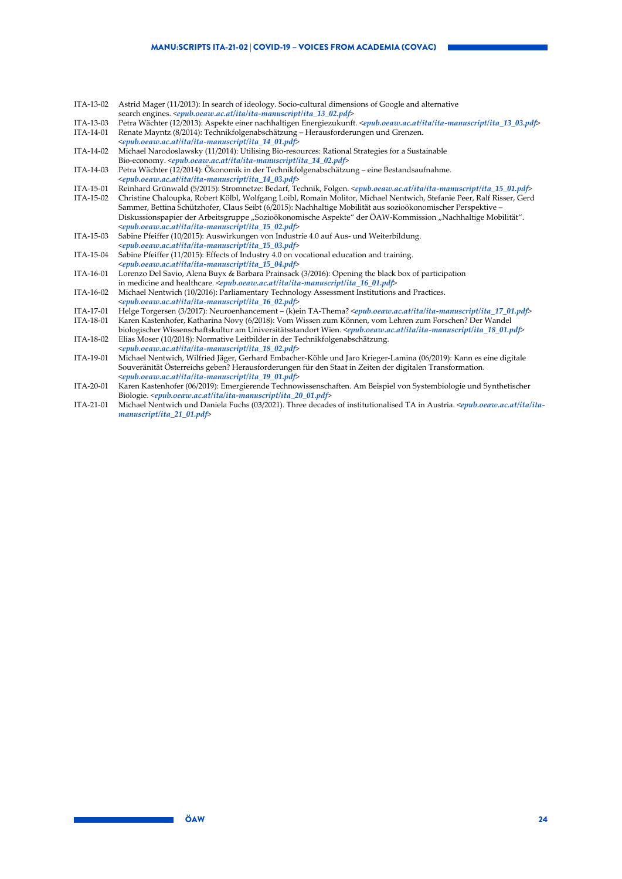ITA-13-02 Astrid Mager (11/2013): In search of ideology. Socio-cultural dimensions of Google and alternative search engines. <*epub.oeaw.ac.at/ita/ita-manuscript/ita_13_02.pdf*>

ITA-13-03 Petra Wächter (12/2013): Aspekte einer nachhaltigen Energiezukunft. <*epub.oeaw.ac.at/ita/ita-manuscript/ita_13_03.pdf*>

ITA-14-01 Renate Mayntz (8/2014): Technikfolgenabschätzung – Herausforderungen und Grenzen. <*epub.oeaw.ac.at/ita/ita-manuscript/ita_14_01.pdf*>

ITA-14-02 Michael Narodoslawsky (11/2014): Utilising Bio-resources: Rational Strategies for a Sustainable Bio-economy. <*epub.oeaw.ac.at/ita/ita-manuscript/ita_14_02.pdf*>

ITA-14-03 Petra Wächter (12/2014): Ökonomik in der Technikfolgenabschätzung – eine Bestandsaufnahme. <*epub.oeaw.ac.at/ita/ita-manuscript/ita_14_03.pdf*>

ITA-15-01 Reinhard Grünwald (5/2015): Stromnetze: Bedarf, Technik, Folgen. <*epub.oeaw.ac.at/ita/ita-manuscript/ita_15_01.pdf*>

ITA-15-02 Christine Chaloupka, Robert Kölbl, Wolfgang Loibl, Romain Molitor, Michael Nentwich, Stefanie Peer, Ralf Risser, Gerd Sammer, Bettina Schützhofer, Claus Seibt (6/2015): Nachhaltige Mobilität aus sozioökonomischer Perspektive – Diskussionspapier der Arbeitsgruppe „Sozioökonomische Aspekte" der ÖAW-Kommission „Nachhaltige Mobilität". <*epub.oeaw.ac.at/ita/ita-manuscript/ita_15_02.pdf*>

ITA-15-03 Sabine Pfeiffer (10/2015): Auswirkungen von Industrie 4.0 auf Aus- und Weiterbildung. <*epub.oeaw.ac.at/ita/ita-manuscript/ita_15_03.pdf*>

ITA-15-04 Sabine Pfeiffer (11/2015): Effects of Industry 4.0 on vocational education and training. <*epub.oeaw.ac.at/ita/ita-manuscript/ita_15_04.pdf*>

ITA-16-01 Lorenzo Del Savio, Alena Buyx & Barbara Prainsack (3/2016): Opening the black box of participation in medicine and healthcare. <*epub.oeaw.ac.at/ita/ita-manuscript/ita_16_01.pdf*>

ITA-16-02 Michael Nentwich (10/2016): Parliamentary Technology Assessment Institutions and Practices. <*epub.oeaw.ac.at/ita/ita-manuscript/ita_16_02.pdf*>

ITA-17-01 Helge Torgersen (3/2017): Neuroenhancement – (k)ein TA-Thema? <*epub.oeaw.ac.at/ita/ita-manuscript/ita_17_01.pdf*>

ITA-18-01 Karen Kastenhofer, Katharina Novy (6/2018): Vom Wissen zum Können, vom Lehren zum Forschen? Der Wandel biologischer Wissenschaftskultur am Universitätsstandort Wien. <*epub.oeaw.ac.at/ita/ita-manuscript/ita_18_01.pdf*>

ITA-18-02 Elias Moser (10/2018): Normative Leitbilder in der Technikfolgenabschätzung. <*epub.oeaw.ac.at/ita/ita-manuscript/ita_18_02.pdf*>

ITA-19-01 Michael Nentwich, Wilfried Jäger, Gerhard Embacher-Köhle und Jaro Krieger-Lamina (06/2019): Kann es eine digitale Souveränität Österreichs geben? Herausforderungen für den Staat in Zeiten der digitalen Transformation. <*epub.oeaw.ac.at/ita/ita-manuscript/ita_19_01.pdf*>

ITA-20-01 Karen Kastenhofer (06/2019): Emergierende Technowissenschaften. Am Beispiel von Systembiologie und Synthetischer Biologie. <*epub.oeaw.ac.at/ita/ita-manuscript/ita_20_01.pdf*>

ITA-21-01 Michael Nentwich und Daniela Fuchs (03/2021). Three decades of institutionalised TA in Austria. <*epub.oeaw.ac.at/ita/ita-manuscript/ita_21_01.pdf*>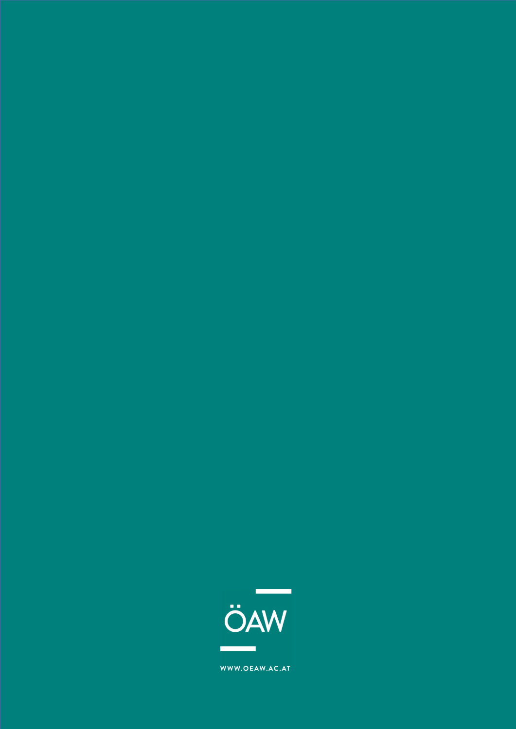ÖAW

WWW.OEAW.AC.AT